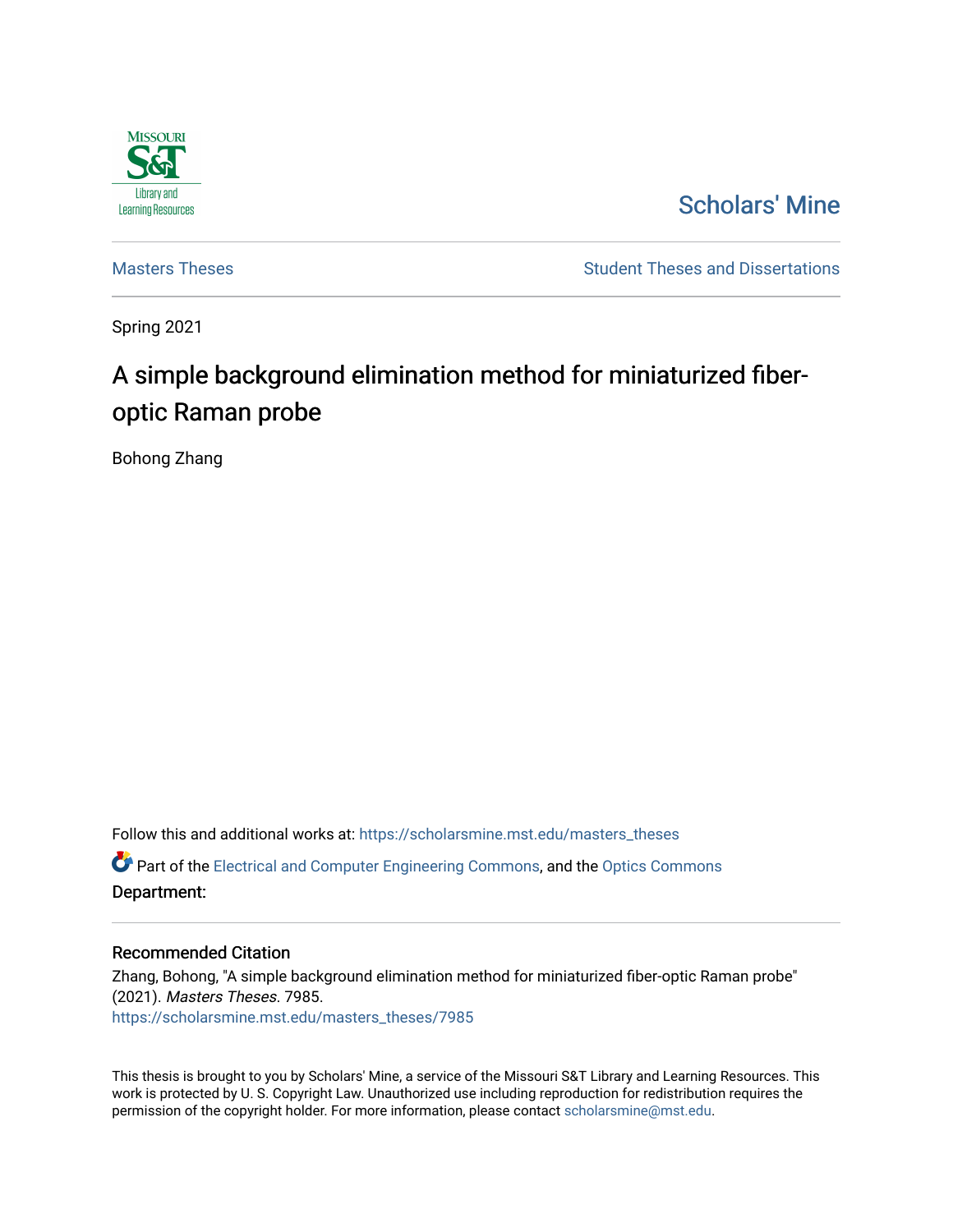Missouri S&T Library and Learning Resources

Scholars' Mine

Masters Theses

Student Theses and Dissertations

Spring 2021

# A simple background elimination method for miniaturized fiber-optic Raman probe

Bohong Zhang

Follow this and additional works at: https://scholarsmine.mst.edu/masters_theses

Part of the Electrical and Computer Engineering Commons, and the Optics Commons

**Department:**

## Recommended Citation

Zhang, Bohong, "A simple background elimination method for miniaturized fiber-optic Raman probe" (2021). *Masters Theses*. 7985.
https://scholarsmine.mst.edu/masters_theses/7985

This thesis is brought to you by Scholars' Mine, a service of the Missouri S&T Library and Learning Resources. This work is protected by U. S. Copyright Law. Unauthorized use including reproduction for redistribution requires the permission of the copyright holder. For more information, please contact scholarsmine@mst.edu.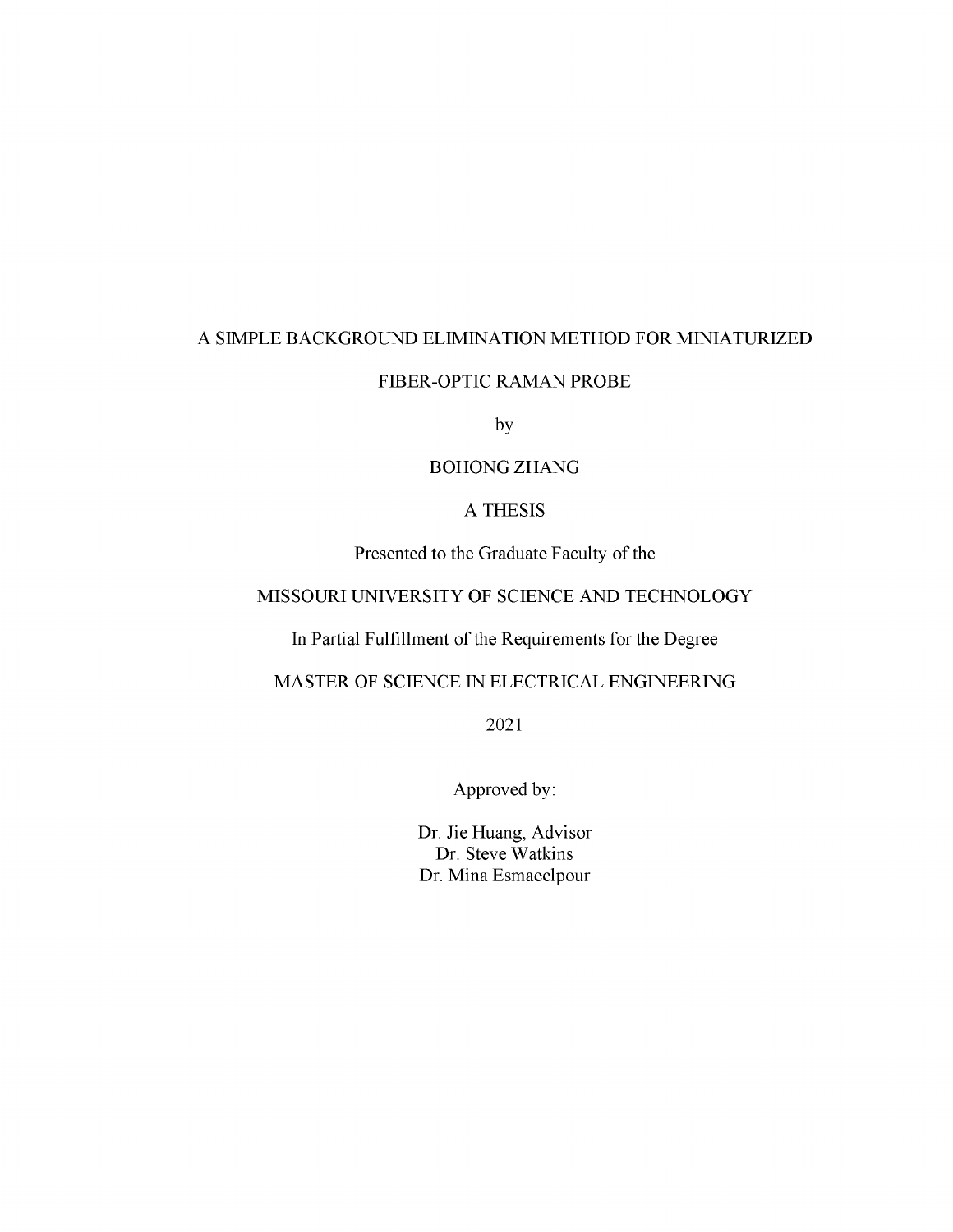A SIMPLE BACKGROUND ELIMINATION METHOD FOR MINIATURIZED

FIBER-OPTIC RAMAN PROBE

by

BOHONG ZHANG

A THESIS

Presented to the Graduate Faculty of the

MISSOURI UNIVERSITY OF SCIENCE AND TECHNOLOGY

In Partial Fulfillment of the Requirements for the Degree

MASTER OF SCIENCE IN ELECTRICAL ENGINEERING

2021

Approved by:

Dr. Jie Huang, Advisor
Dr. Steve Watkins
Dr. Mina Esmaeelpour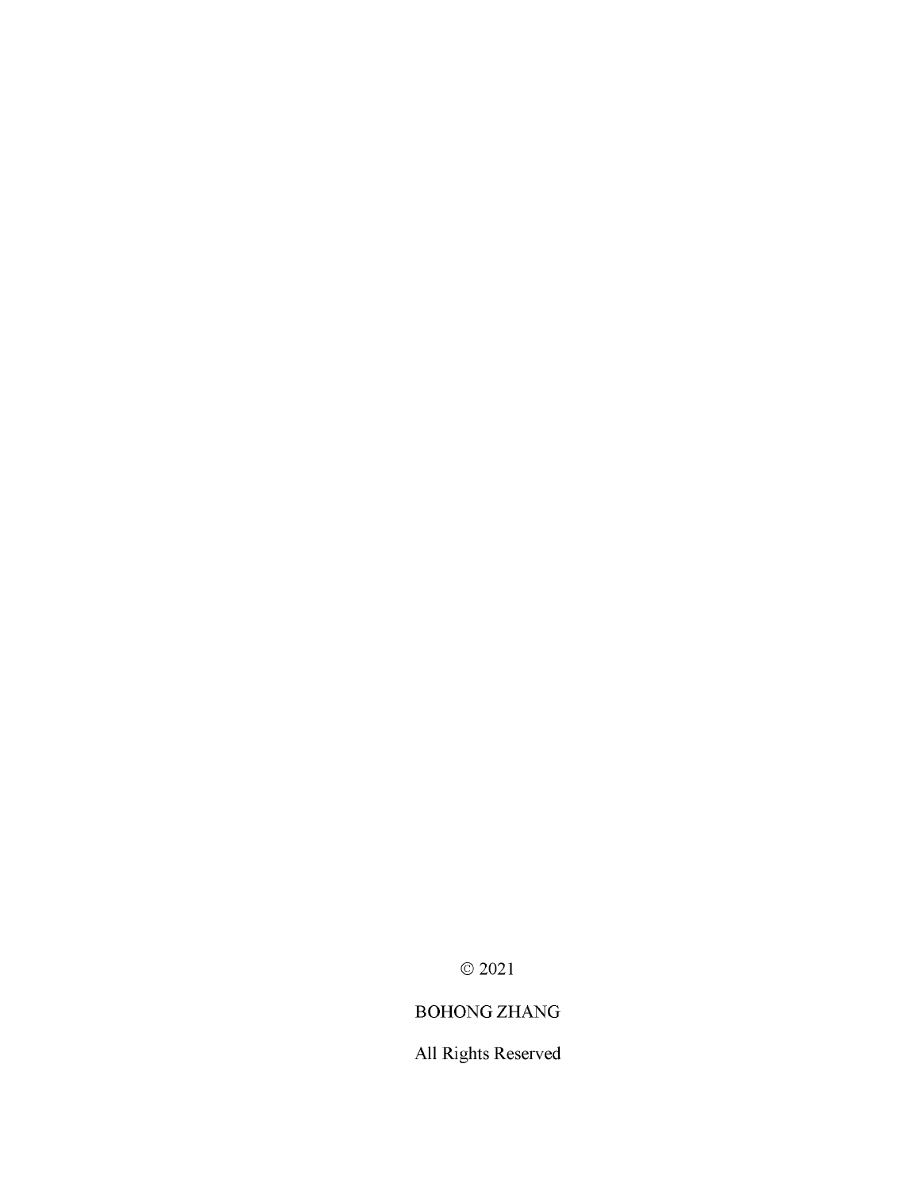© 2021

BOHONG ZHANG

All Rights Reserved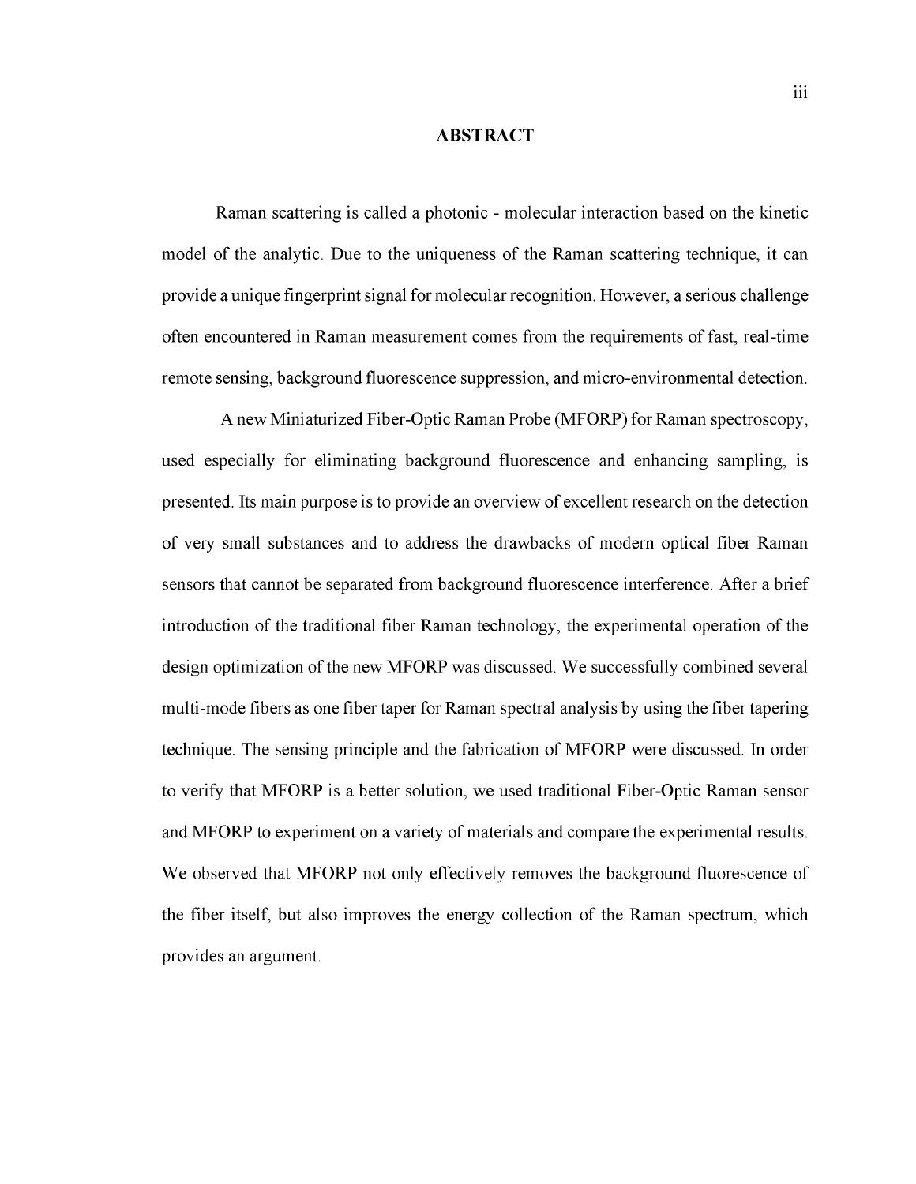# ABSTRACT

Raman scattering is called a photonic - molecular interaction based on the kinetic model of the analytic. Due to the uniqueness of the Raman scattering technique, it can provide a unique fingerprint signal for molecular recognition. However, a serious challenge often encountered in Raman measurement comes from the requirements of fast, real-time remote sensing, background fluorescence suppression, and micro-environmental detection.

A new Miniaturized Fiber-Optic Raman Probe (MFORP) for Raman spectroscopy, used especially for eliminating background fluorescence and enhancing sampling, is presented. Its main purpose is to provide an overview of excellent research on the detection of very small substances and to address the drawbacks of modern optical fiber Raman sensors that cannot be separated from background fluorescence interference. After a brief introduction of the traditional fiber Raman technology, the experimental operation of the design optimization of the new MFORP was discussed. We successfully combined several multi-mode fibers as one fiber taper for Raman spectral analysis by using the fiber tapering technique. The sensing principle and the fabrication of MFORP were discussed. In order to verify that MFORP is a better solution, we used traditional Fiber-Optic Raman sensor and MFORP to experiment on a variety of materials and compare the experimental results. We observed that MFORP not only effectively removes the background fluorescence of the fiber itself, but also improves the energy collection of the Raman spectrum, which provides an argument.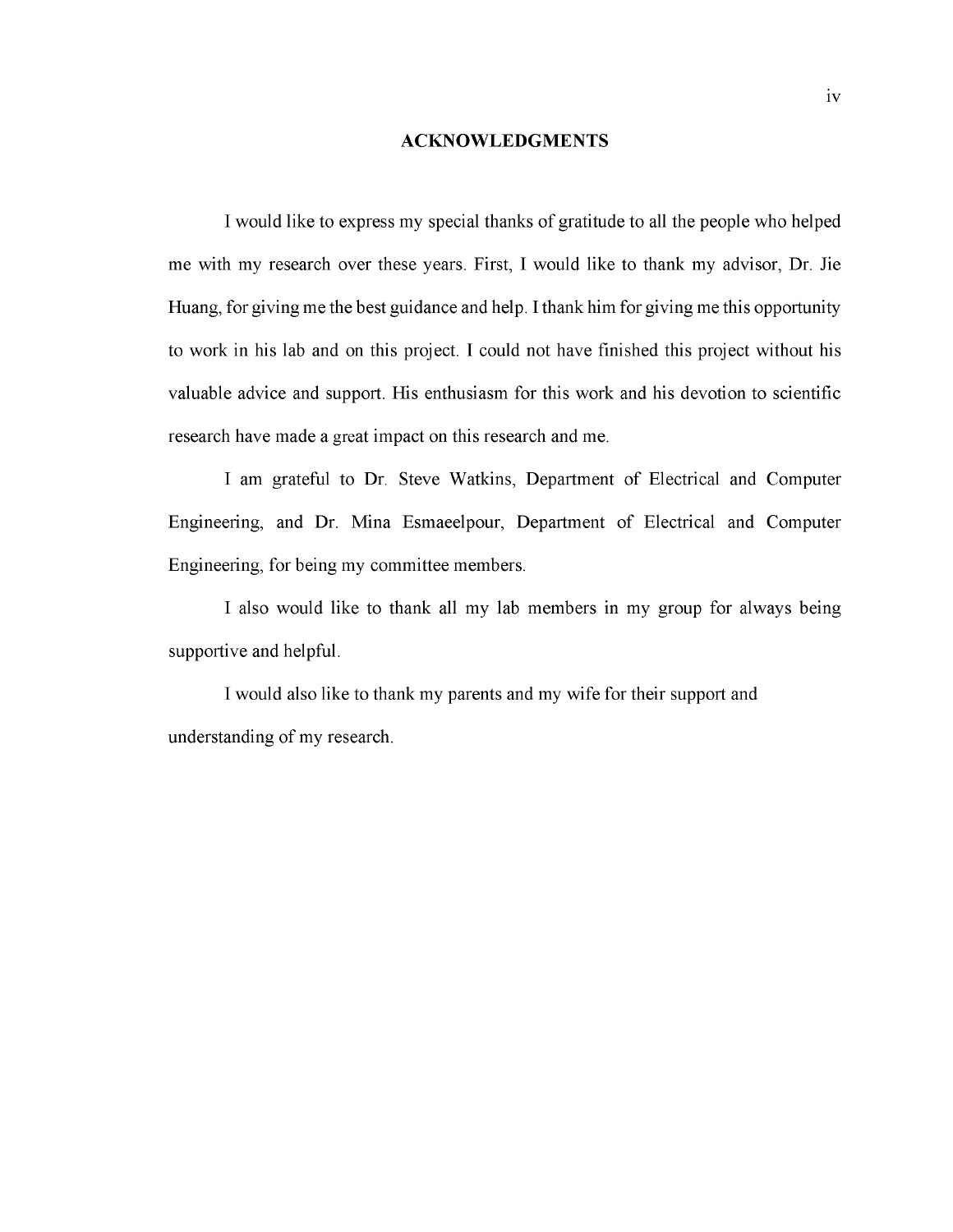# ACKNOWLEDGMENTS

I would like to express my special thanks of gratitude to all the people who helped me with my research over these years. First, I would like to thank my advisor, Dr. Jie Huang, for giving me the best guidance and help. I thank him for giving me this opportunity to work in his lab and on this project. I could not have finished this project without his valuable advice and support. His enthusiasm for this work and his devotion to scientific research have made a great impact on this research and me.

I am grateful to Dr. Steve Watkins, Department of Electrical and Computer Engineering, and Dr. Mina Esmaeelpour, Department of Electrical and Computer Engineering, for being my committee members.

I also would like to thank all my lab members in my group for always being supportive and helpful.

I would also like to thank my parents and my wife for their support and understanding of my research.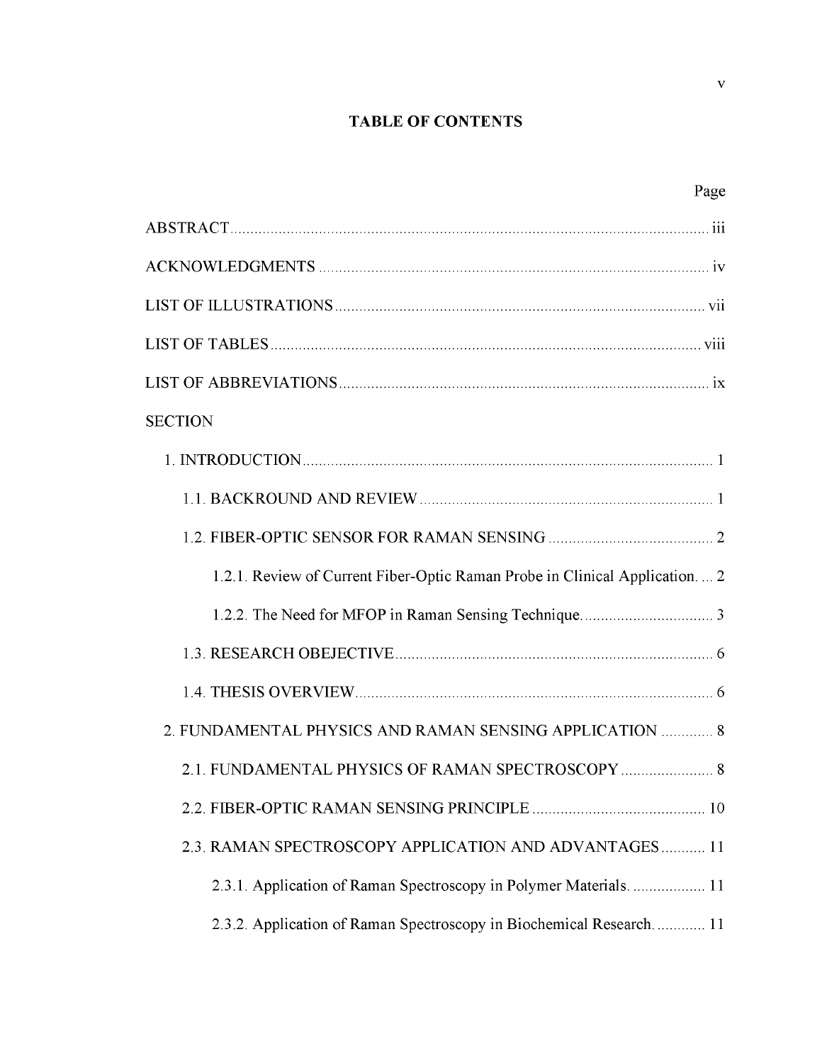# TABLE OF CONTENTS

Page

ABSTRACT .......... iii

ACKNOWLEDGMENTS .......... iv

LIST OF ILLUSTRATIONS .......... vii

LIST OF TABLES .......... viii

LIST OF ABBREVIATIONS .......... ix

SECTION

1. INTRODUCTION .......... 1

 1.1. BACKROUND AND REVIEW .......... 1

 1.2. FIBER-OPTIC SENSOR FOR RAMAN SENSING .......... 2

  1.2.1. Review of Current Fiber-Optic Raman Probe in Clinical Application. .......... 2

  1.2.2. The Need for MFOP in Raman Sensing Technique. .......... 3

 1.3. RESEARCH OBEJECTIVE .......... 6

 1.4. THESIS OVERVIEW .......... 6

2. FUNDAMENTAL PHYSICS AND RAMAN SENSING APPLICATION .......... 8

 2.1. FUNDAMENTAL PHYSICS OF RAMAN SPECTROSCOPY .......... 8

 2.2. FIBER-OPTIC RAMAN SENSING PRINCIPLE .......... 10

 2.3. RAMAN SPECTROSCOPY APPLICATION AND ADVANTAGES .......... 11

  2.3.1. Application of Raman Spectroscopy in Polymer Materials. .......... 11

  2.3.2. Application of Raman Spectroscopy in Biochemical Research. .......... 11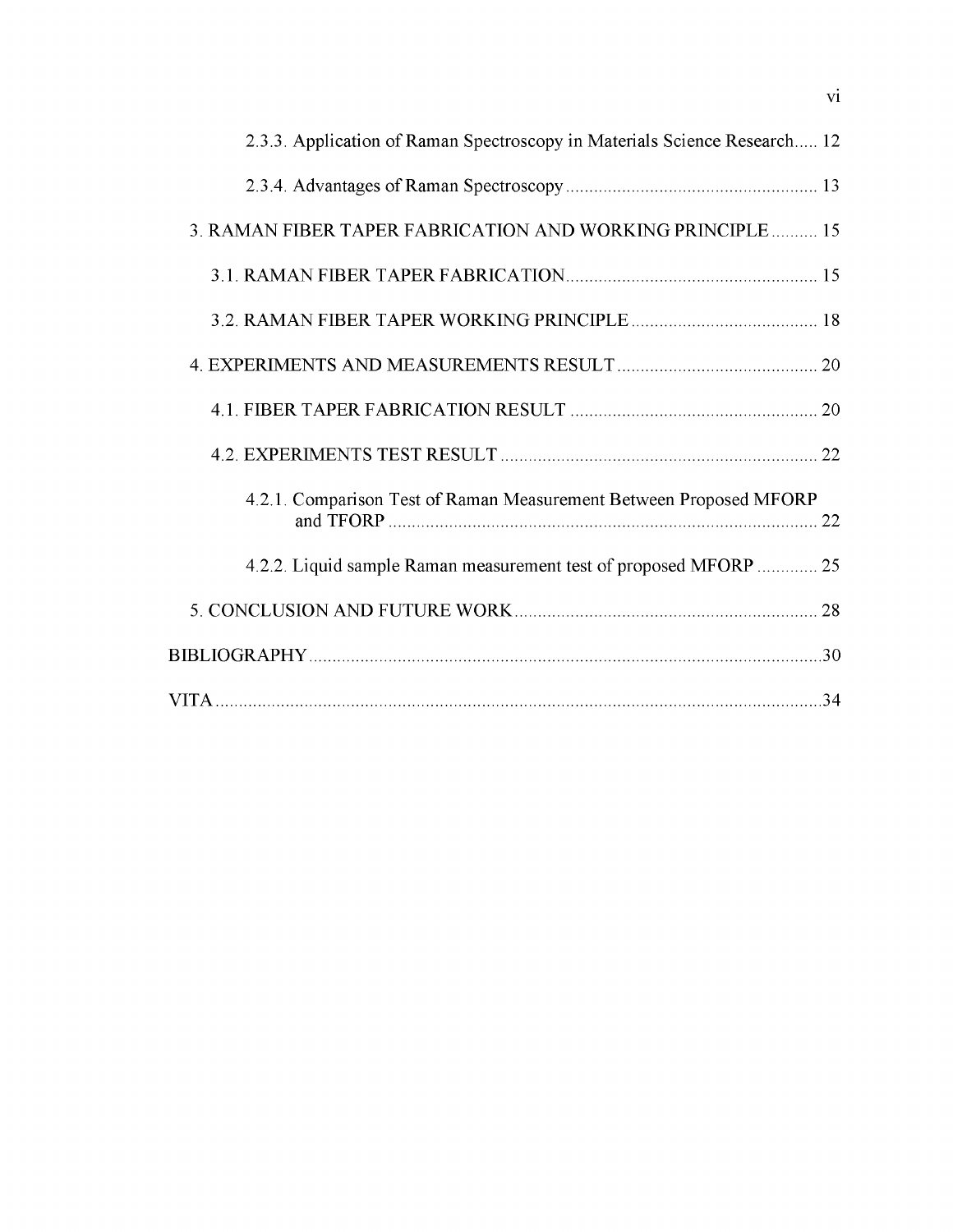2.3.3. Application of Raman Spectroscopy in Materials Science Research..... 12

2.3.4. Advantages of Raman Spectroscopy ...................................................... 13

3. RAMAN FIBER TAPER FABRICATION AND WORKING PRINCIPLE .......... 15

3.1. RAMAN FIBER TAPER FABRICATION...................................................... 15

3.2. RAMAN FIBER TAPER WORKING PRINCIPLE ........................................ 18

4. EXPERIMENTS AND MEASUREMENTS RESULT ........................................... 20

4.1. FIBER TAPER FABRICATION RESULT ..................................................... 20

4.2. EXPERIMENTS TEST RESULT .................................................................... 22

4.2.1. Comparison Test of Raman Measurement Between Proposed MFORP and TFORP ............................................................................................ 22

4.2.2. Liquid sample Raman measurement test of proposed MFORP ............. 25

5. CONCLUSION AND FUTURE WORK ................................................................ 28

BIBLIOGRAPHY ............................................................................................................. 30

VITA .................................................................................................................................. 34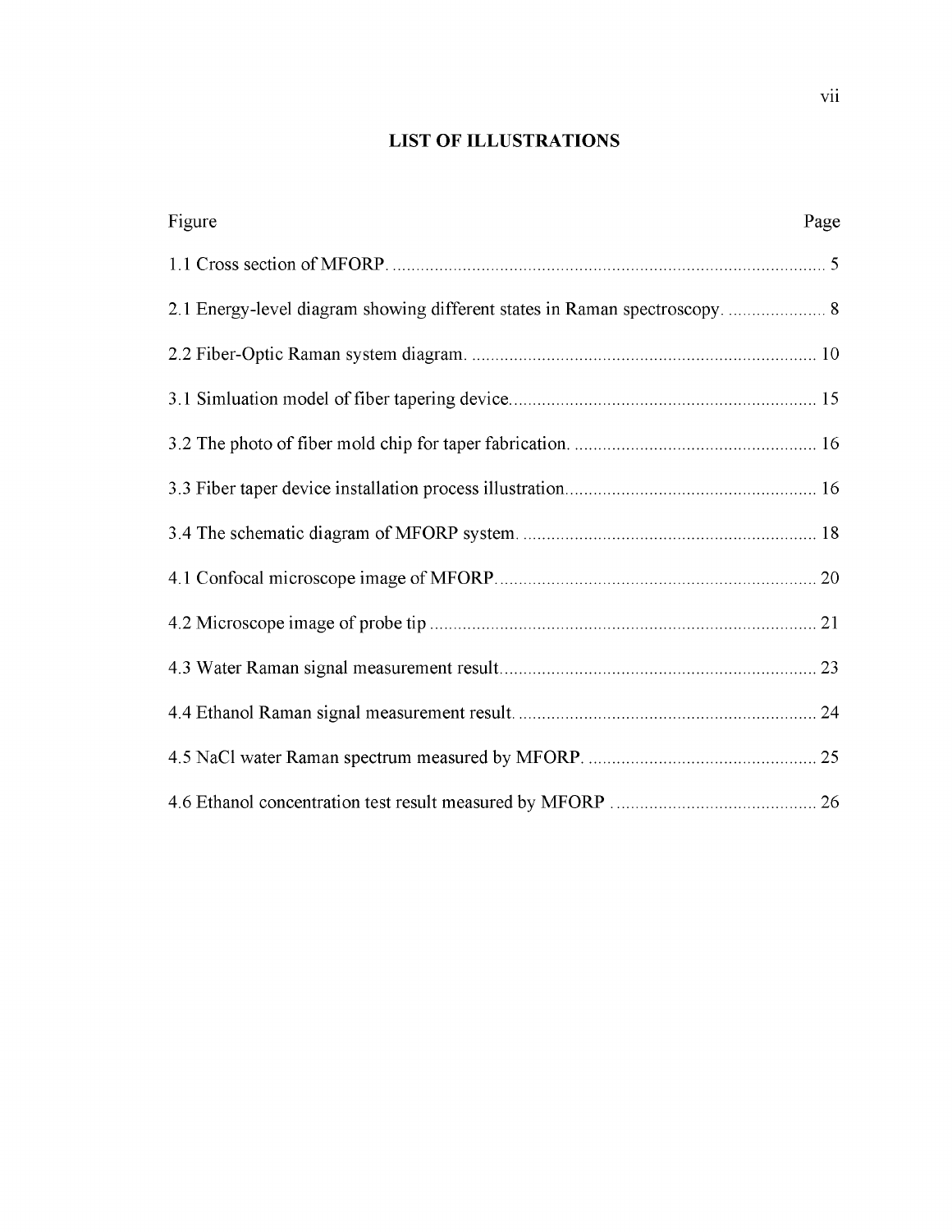# LIST OF ILLUSTRATIONS

| Figure | Page |
| --- | --- |
| 1.1 Cross section of MFORP. | 5 |
| 2.1 Energy-level diagram showing different states in Raman spectroscopy. | 8 |
| 2.2 Fiber-Optic Raman system diagram. | 10 |
| 3.1 Simluation model of fiber tapering device. | 15 |
| 3.2 The photo of fiber mold chip for taper fabrication. | 16 |
| 3.3 Fiber taper device installation process illustration. | 16 |
| 3.4 The schematic diagram of MFORP system. | 18 |
| 4.1 Confocal microscope image of MFORP. | 20 |
| 4.2 Microscope image of probe tip | 21 |
| 4.3 Water Raman signal measurement result. | 23 |
| 4.4 Ethanol Raman signal measurement result. | 24 |
| 4.5 NaCl water Raman spectrum measured by MFORP. | 25 |
| 4.6 Ethanol concentration test result measured by MFORP | 26 |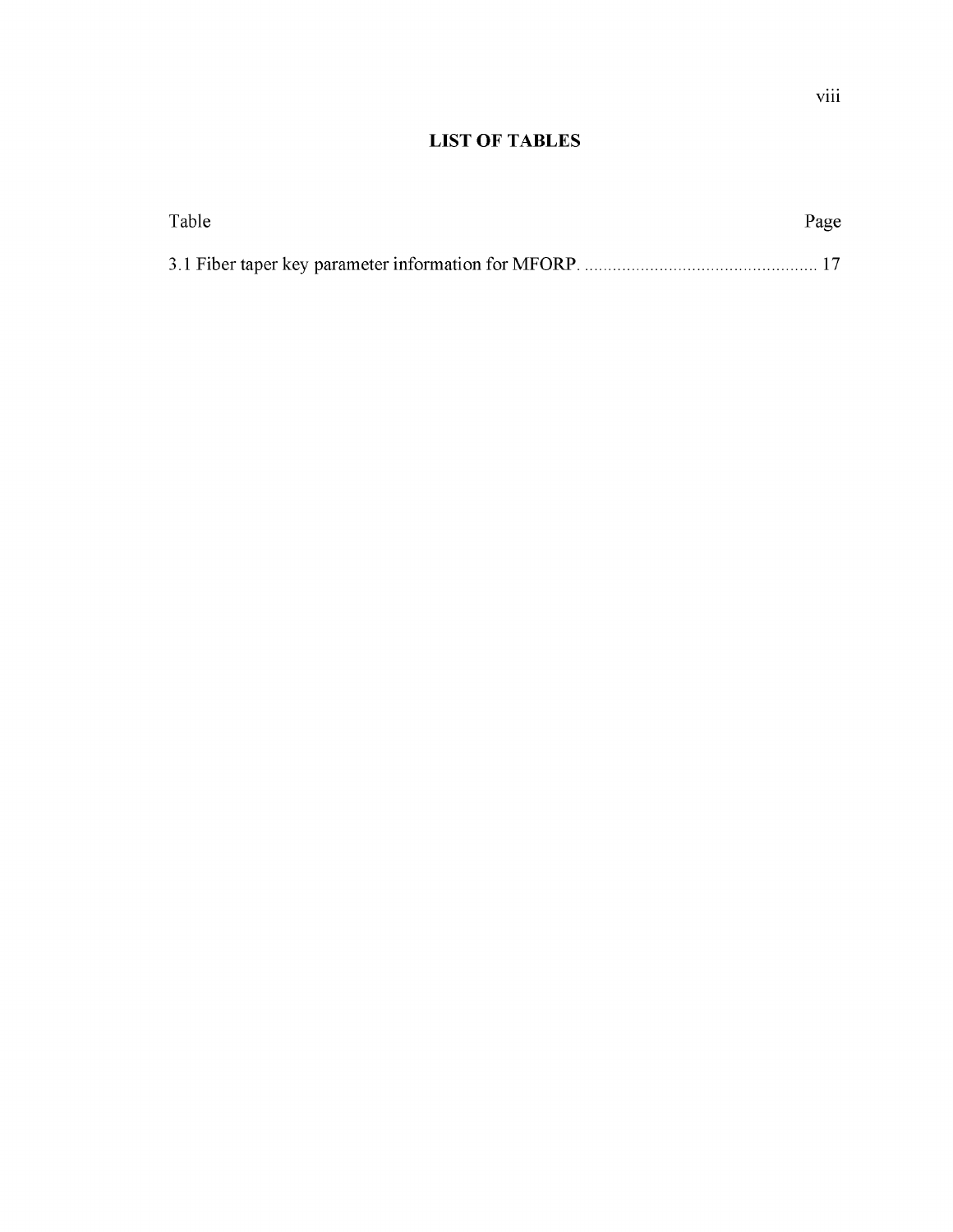# LIST OF TABLES

Table Page

3.1 Fiber taper key parameter information for MFORP. ................................................ 17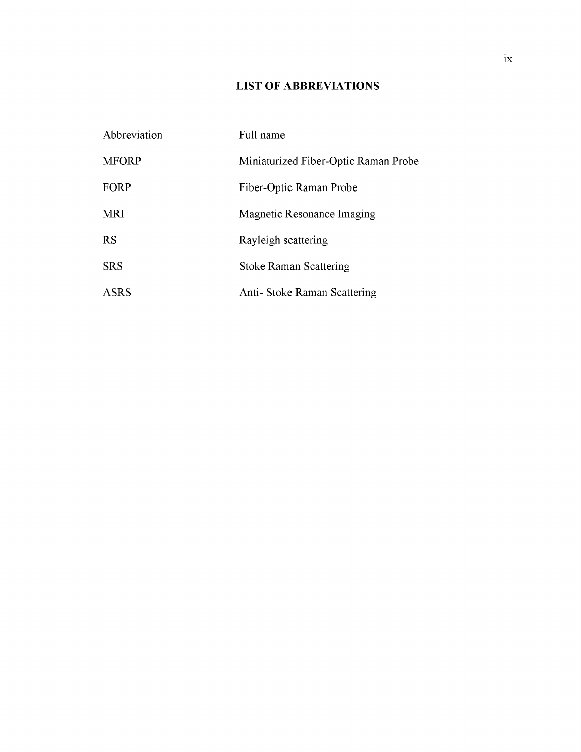# LIST OF ABBREVIATIONS

| Abbreviation | Full name |
|---|---|
| MFORP | Miniaturized Fiber-Optic Raman Probe |
| FORP | Fiber-Optic Raman Probe |
| MRI | Magnetic Resonance Imaging |
| RS | Rayleigh scattering |
| SRS | Stoke Raman Scattering |
| ASRS | Anti- Stoke Raman Scattering |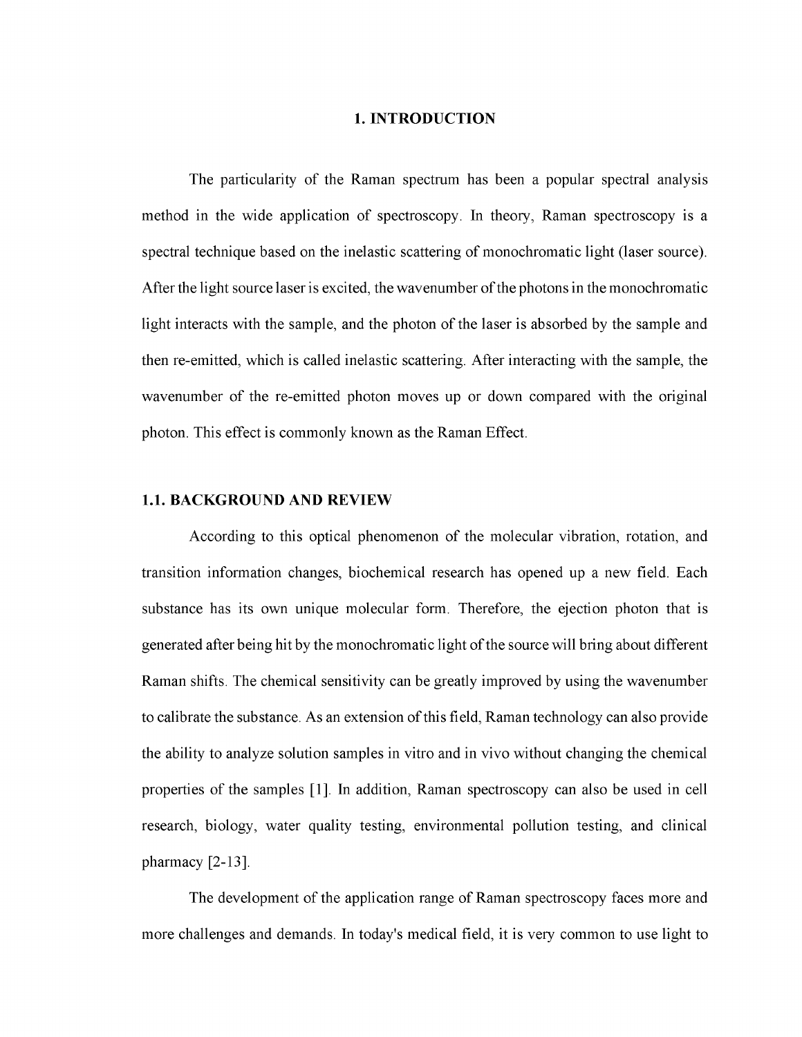# 1. INTRODUCTION

The particularity of the Raman spectrum has been a popular spectral analysis method in the wide application of spectroscopy. In theory, Raman spectroscopy is a spectral technique based on the inelastic scattering of monochromatic light (laser source). After the light source laser is excited, the wavenumber of the photons in the monochromatic light interacts with the sample, and the photon of the laser is absorbed by the sample and then re-emitted, which is called inelastic scattering. After interacting with the sample, the wavenumber of the re-emitted photon moves up or down compared with the original photon. This effect is commonly known as the Raman Effect.

## 1.1. BACKGROUND AND REVIEW

According to this optical phenomenon of the molecular vibration, rotation, and transition information changes, biochemical research has opened up a new field. Each substance has its own unique molecular form. Therefore, the ejection photon that is generated after being hit by the monochromatic light of the source will bring about different Raman shifts. The chemical sensitivity can be greatly improved by using the wavenumber to calibrate the substance. As an extension of this field, Raman technology can also provide the ability to analyze solution samples in vitro and in vivo without changing the chemical properties of the samples [1]. In addition, Raman spectroscopy can also be used in cell research, biology, water quality testing, environmental pollution testing, and clinical pharmacy [2-13].

The development of the application range of Raman spectroscopy faces more and more challenges and demands. In today's medical field, it is very common to use light to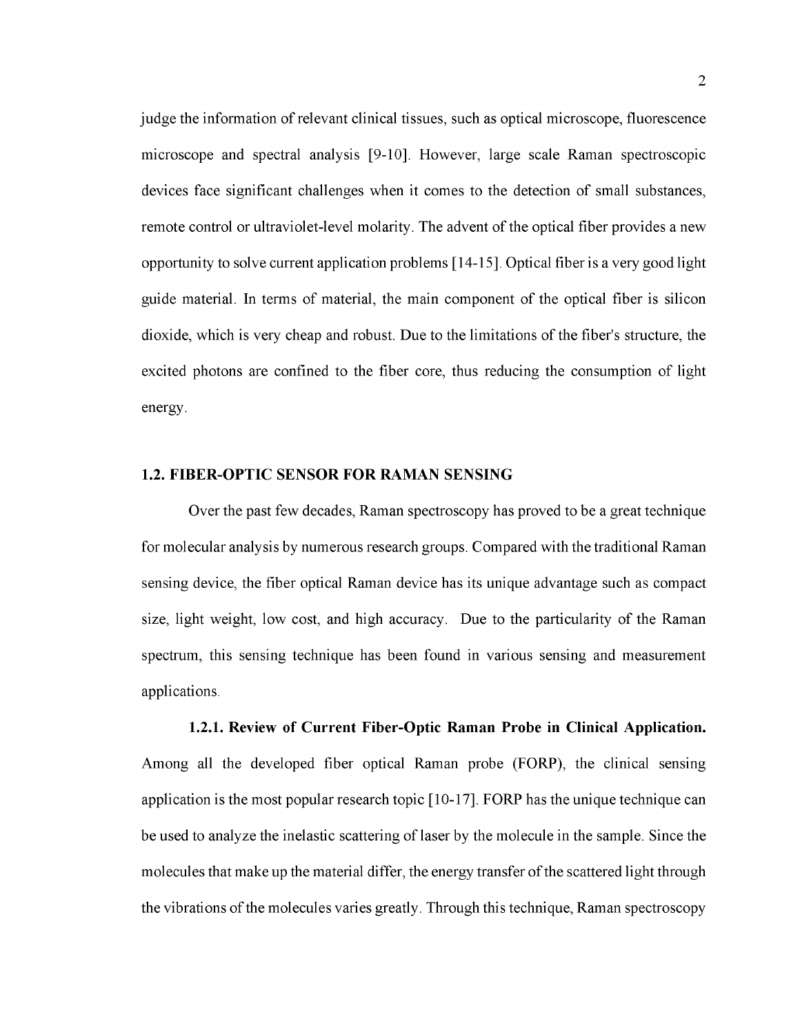judge the information of relevant clinical tissues, such as optical microscope, fluorescence microscope and spectral analysis [9-10]. However, large scale Raman spectroscopic devices face significant challenges when it comes to the detection of small substances, remote control or ultraviolet-level molarity. The advent of the optical fiber provides a new opportunity to solve current application problems [14-15]. Optical fiber is a very good light guide material. In terms of material, the main component of the optical fiber is silicon dioxide, which is very cheap and robust. Due to the limitations of the fiber's structure, the excited photons are confined to the fiber core, thus reducing the consumption of light energy.

## 1.2. FIBER-OPTIC SENSOR FOR RAMAN SENSING

Over the past few decades, Raman spectroscopy has proved to be a great technique for molecular analysis by numerous research groups. Compared with the traditional Raman sensing device, the fiber optical Raman device has its unique advantage such as compact size, light weight, low cost, and high accuracy. Due to the particularity of the Raman spectrum, this sensing technique has been found in various sensing and measurement applications.

**1.2.1. Review of Current Fiber-Optic Raman Probe in Clinical Application.** Among all the developed fiber optical Raman probe (FORP), the clinical sensing application is the most popular research topic [10-17]. FORP has the unique technique can be used to analyze the inelastic scattering of laser by the molecule in the sample. Since the molecules that make up the material differ, the energy transfer of the scattered light through the vibrations of the molecules varies greatly. Through this technique, Raman spectroscopy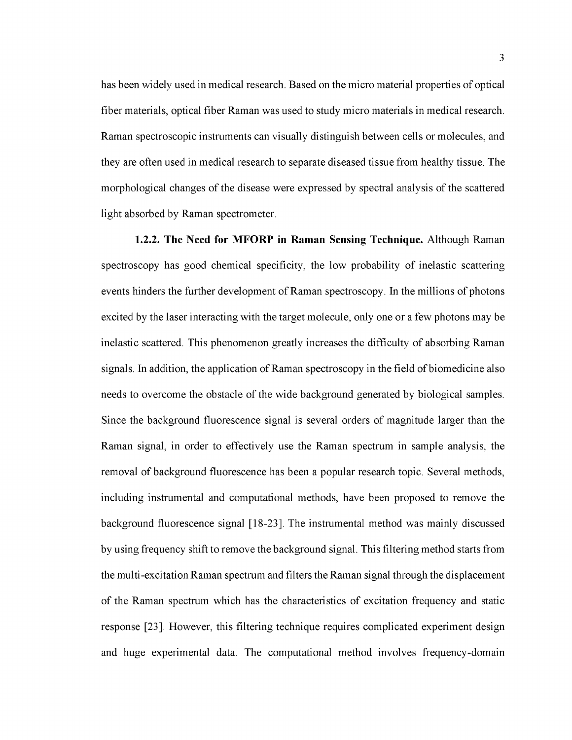has been widely used in medical research. Based on the micro material properties of optical fiber materials, optical fiber Raman was used to study micro materials in medical research. Raman spectroscopic instruments can visually distinguish between cells or molecules, and they are often used in medical research to separate diseased tissue from healthy tissue. The morphological changes of the disease were expressed by spectral analysis of the scattered light absorbed by Raman spectrometer.

**1.2.2. The Need for MFORP in Raman Sensing Technique.** Although Raman spectroscopy has good chemical specificity, the low probability of inelastic scattering events hinders the further development of Raman spectroscopy. In the millions of photons excited by the laser interacting with the target molecule, only one or a few photons may be inelastic scattered. This phenomenon greatly increases the difficulty of absorbing Raman signals. In addition, the application of Raman spectroscopy in the field of biomedicine also needs to overcome the obstacle of the wide background generated by biological samples. Since the background fluorescence signal is several orders of magnitude larger than the Raman signal, in order to effectively use the Raman spectrum in sample analysis, the removal of background fluorescence has been a popular research topic. Several methods, including instrumental and computational methods, have been proposed to remove the background fluorescence signal [18-23]. The instrumental method was mainly discussed by using frequency shift to remove the background signal. This filtering method starts from the multi-excitation Raman spectrum and filters the Raman signal through the displacement of the Raman spectrum which has the characteristics of excitation frequency and static response [23]. However, this filtering technique requires complicated experiment design and huge experimental data. The computational method involves frequency-domain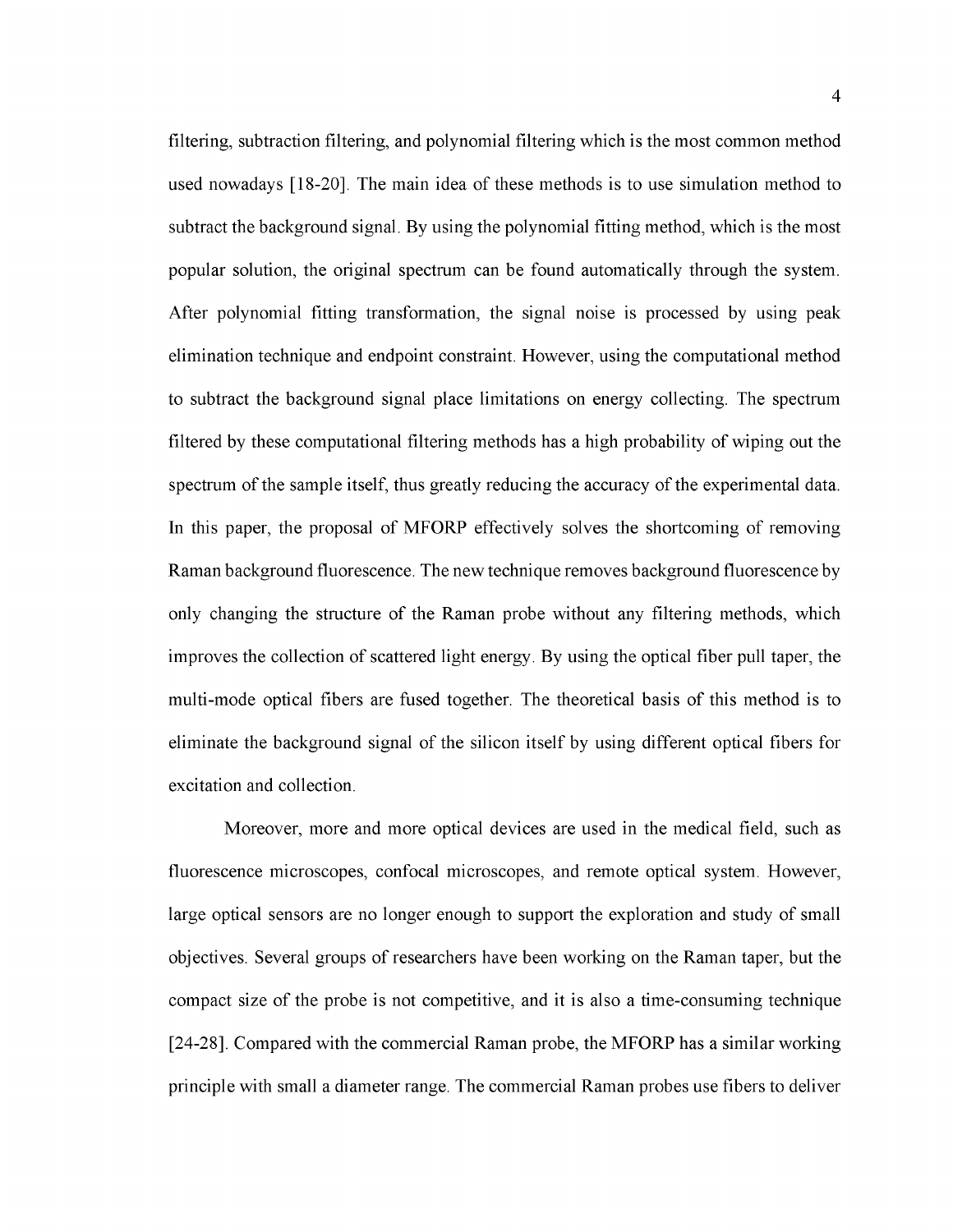filtering, subtraction filtering, and polynomial filtering which is the most common method used nowadays [18-20]. The main idea of these methods is to use simulation method to subtract the background signal. By using the polynomial fitting method, which is the most popular solution, the original spectrum can be found automatically through the system. After polynomial fitting transformation, the signal noise is processed by using peak elimination technique and endpoint constraint. However, using the computational method to subtract the background signal place limitations on energy collecting. The spectrum filtered by these computational filtering methods has a high probability of wiping out the spectrum of the sample itself, thus greatly reducing the accuracy of the experimental data. In this paper, the proposal of MFORP effectively solves the shortcoming of removing Raman background fluorescence. The new technique removes background fluorescence by only changing the structure of the Raman probe without any filtering methods, which improves the collection of scattered light energy. By using the optical fiber pull taper, the multi-mode optical fibers are fused together. The theoretical basis of this method is to eliminate the background signal of the silicon itself by using different optical fibers for excitation and collection.

Moreover, more and more optical devices are used in the medical field, such as fluorescence microscopes, confocal microscopes, and remote optical system. However, large optical sensors are no longer enough to support the exploration and study of small objectives. Several groups of researchers have been working on the Raman taper, but the compact size of the probe is not competitive, and it is also a time-consuming technique [24-28]. Compared with the commercial Raman probe, the MFORP has a similar working principle with small a diameter range. The commercial Raman probes use fibers to deliver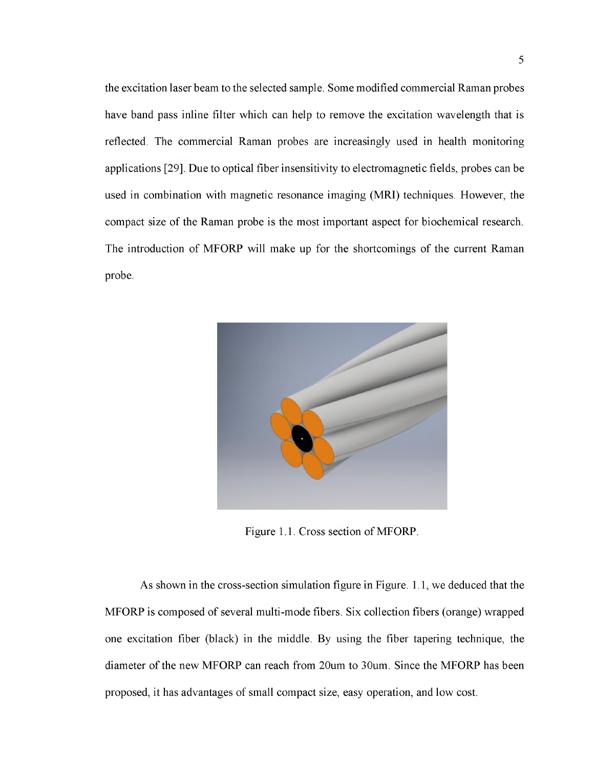the excitation laser beam to the selected sample. Some modified commercial Raman probes have band pass inline filter which can help to remove the excitation wavelength that is reflected. The commercial Raman probes are increasingly used in health monitoring applications [29]. Due to optical fiber insensitivity to electromagnetic fields, probes can be used in combination with magnetic resonance imaging (MRI) techniques. However, the compact size of the Raman probe is the most important aspect for biochemical research. The introduction of MFORP will make up for the shortcomings of the current Raman probe.

Figure 1.1. Cross section of MFORP.

As shown in the cross-section simulation figure in Figure. 1.1, we deduced that the MFORP is composed of several multi-mode fibers. Six collection fibers (orange) wrapped one excitation fiber (black) in the middle. By using the fiber tapering technique, the diameter of the new MFORP can reach from 20um to 30um. Since the MFORP has been proposed, it has advantages of small compact size, easy operation, and low cost.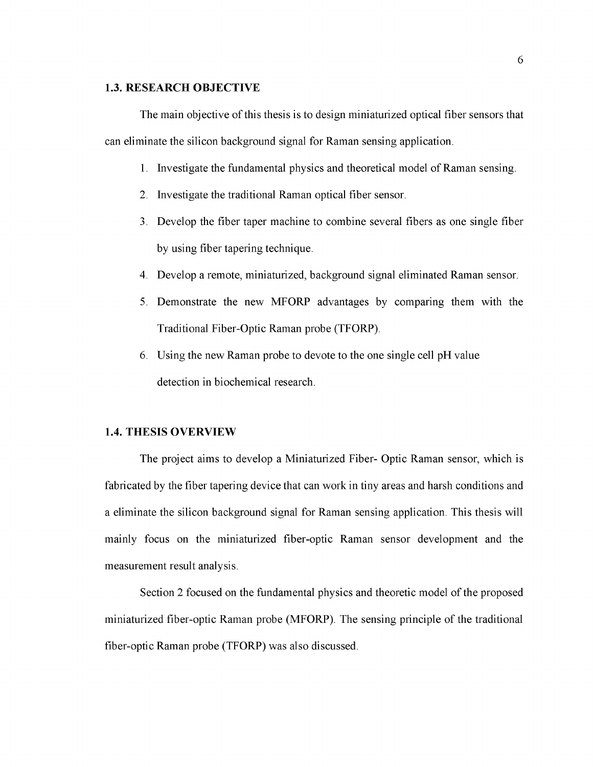## 1.3. RESEARCH OBJECTIVE

The main objective of this thesis is to design miniaturized optical fiber sensors that can eliminate the silicon background signal for Raman sensing application.

1. Investigate the fundamental physics and theoretical model of Raman sensing.
2. Investigate the traditional Raman optical fiber sensor.
3. Develop the fiber taper machine to combine several fibers as one single fiber by using fiber tapering technique.
4. Develop a remote, miniaturized, background signal eliminated Raman sensor.
5. Demonstrate the new MFORP advantages by comparing them with the Traditional Fiber-Optic Raman probe (TFORP).
6. Using the new Raman probe to devote to the one single cell pH value detection in biochemical research.

## 1.4. THESIS OVERVIEW

The project aims to develop a Miniaturized Fiber- Optic Raman sensor, which is fabricated by the fiber tapering device that can work in tiny areas and harsh conditions and a eliminate the silicon background signal for Raman sensing application. This thesis will mainly focus on the miniaturized fiber-optic Raman sensor development and the measurement result analysis.

Section 2 focused on the fundamental physics and theoretic model of the proposed miniaturized fiber-optic Raman probe (MFORP). The sensing principle of the traditional fiber-optic Raman probe (TFORP) was also discussed.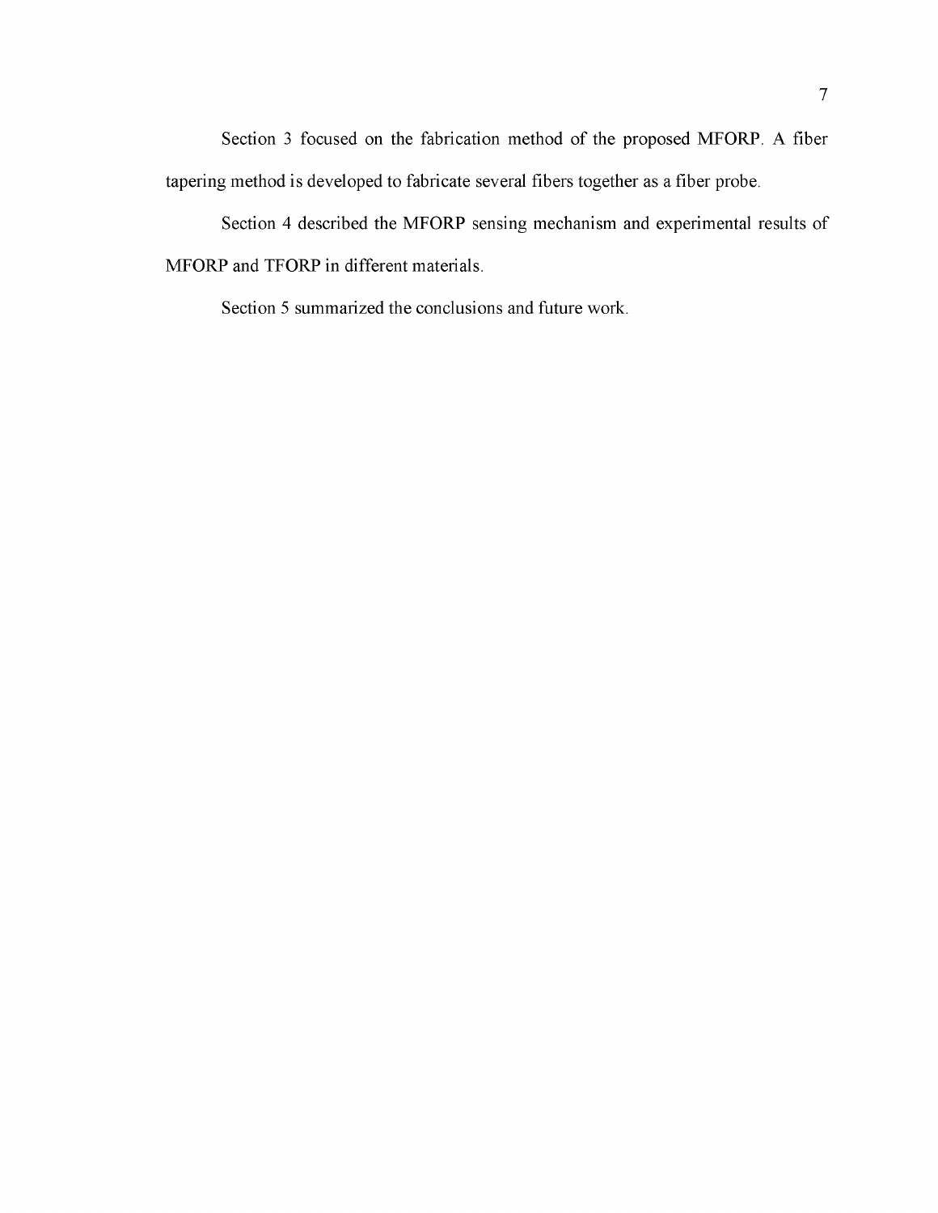Section 3 focused on the fabrication method of the proposed MFORP. A fiber tapering method is developed to fabricate several fibers together as a fiber probe.

Section 4 described the MFORP sensing mechanism and experimental results of MFORP and TFORP in different materials.

Section 5 summarized the conclusions and future work.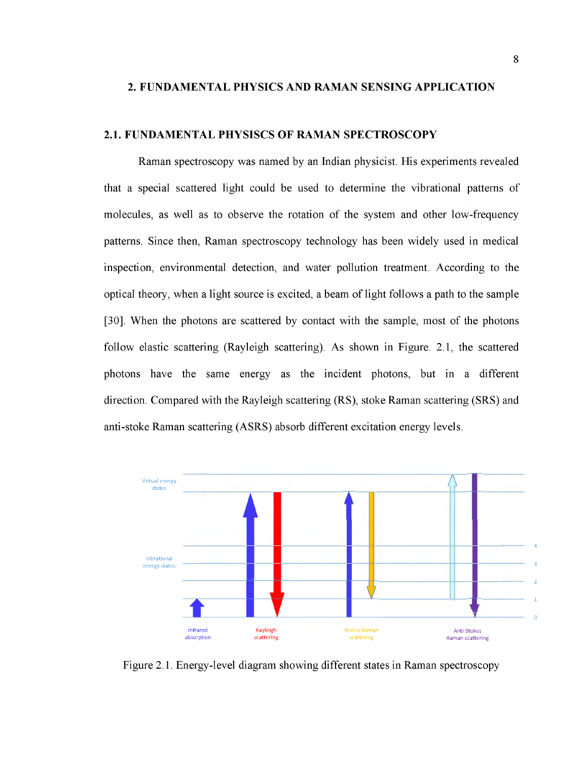## 2. FUNDAMENTAL PHYSICS AND RAMAN SENSING APPLICATION

### 2.1. FUNDAMENTAL PHYSISCS OF RAMAN SPECTROSCOPY

Raman spectroscopy was named by an Indian physicist. His experiments revealed that a special scattered light could be used to determine the vibrational patterns of molecules, as well as to observe the rotation of the system and other low-frequency patterns. Since then, Raman spectroscopy technology has been widely used in medical inspection, environmental detection, and water pollution treatment. According to the optical theory, when a light source is excited, a beam of light follows a path to the sample [30]. When the photons are scattered by contact with the sample, most of the photons follow elastic scattering (Rayleigh scattering). As shown in Figure. 2.1, the scattered photons have the same energy as the incident photons, but in a different direction. Compared with the Rayleigh scattering (RS), stoke Raman scattering (SRS) and anti-stoke Raman scattering (ASRS) absorb different excitation energy levels.

Figure 2.1. Energy-level diagram showing different states in Raman spectroscopy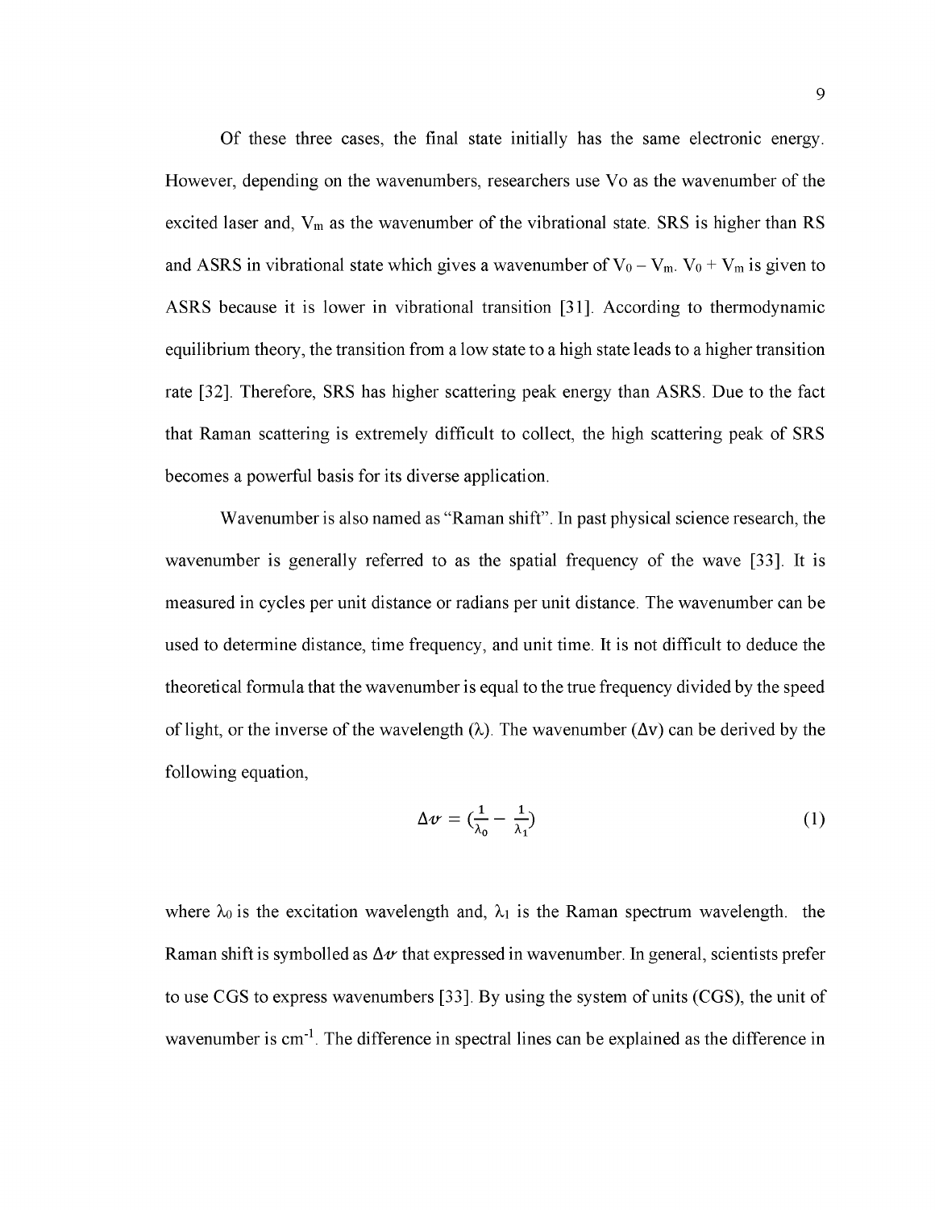Of these three cases, the final state initially has the same electronic energy. However, depending on the wavenumbers, researchers use Vo as the wavenumber of the excited laser and, $V_m$ as the wavenumber of the vibrational state. SRS is higher than RS and ASRS in vibrational state which gives a wavenumber of $V_0 - V_m$. $V_0 + V_m$ is given to ASRS because it is lower in vibrational transition [31]. According to thermodynamic equilibrium theory, the transition from a low state to a high state leads to a higher transition rate [32]. Therefore, SRS has higher scattering peak energy than ASRS. Due to the fact that Raman scattering is extremely difficult to collect, the high scattering peak of SRS becomes a powerful basis for its diverse application.

Wavenumber is also named as "Raman shift". In past physical science research, the wavenumber is generally referred to as the spatial frequency of the wave [33]. It is measured in cycles per unit distance or radians per unit distance. The wavenumber can be used to determine distance, time frequency, and unit time. It is not difficult to deduce the theoretical formula that the wavenumber is equal to the true frequency divided by the speed of light, or the inverse of the wavelength ($\lambda$). The wavenumber ($\Delta v$) can be derived by the following equation,

$$\Delta v = \left(\frac{1}{\lambda_0} - \frac{1}{\lambda_1}\right) \tag{1}$$

where $\lambda_0$ is the excitation wavelength and, $\lambda_1$ is the Raman spectrum wavelength. the Raman shift is symbolled as $\Delta v$ that expressed in wavenumber. In general, scientists prefer to use CGS to express wavenumbers [33]. By using the system of units (CGS), the unit of wavenumber is $cm^{-1}$. The difference in spectral lines can be explained as the difference in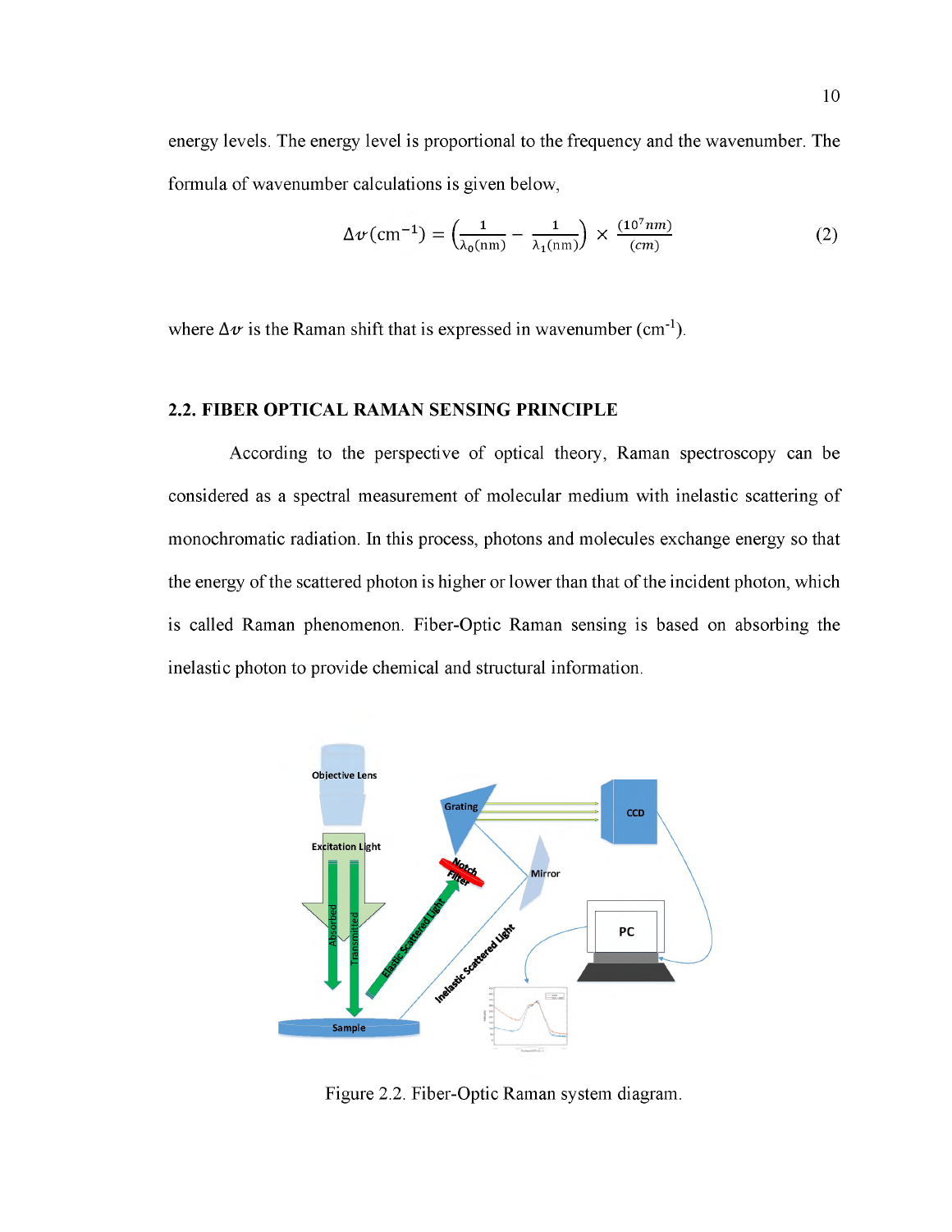energy levels. The energy level is proportional to the frequency and the wavenumber. The formula of wavenumber calculations is given below,

$$\Delta v(\text{cm}^{-1}) = \left(\frac{1}{\lambda_0(\text{nm})} - \frac{1}{\lambda_1(\text{nm})}\right) \times \frac{(10^7 nm)}{(cm)} \tag{2}$$

where $\Delta v$ is the Raman shift that is expressed in wavenumber ($\text{cm}^{-1}$).

### 2.2. FIBER OPTICAL RAMAN SENSING PRINCIPLE

According to the perspective of optical theory, Raman spectroscopy can be considered as a spectral measurement of molecular medium with inelastic scattering of monochromatic radiation. In this process, photons and molecules exchange energy so that the energy of the scattered photon is higher or lower than that of the incident photon, which is called Raman phenomenon. Fiber-Optic Raman sensing is based on absorbing the inelastic photon to provide chemical and structural information.

Figure 2.2. Fiber-Optic Raman system diagram.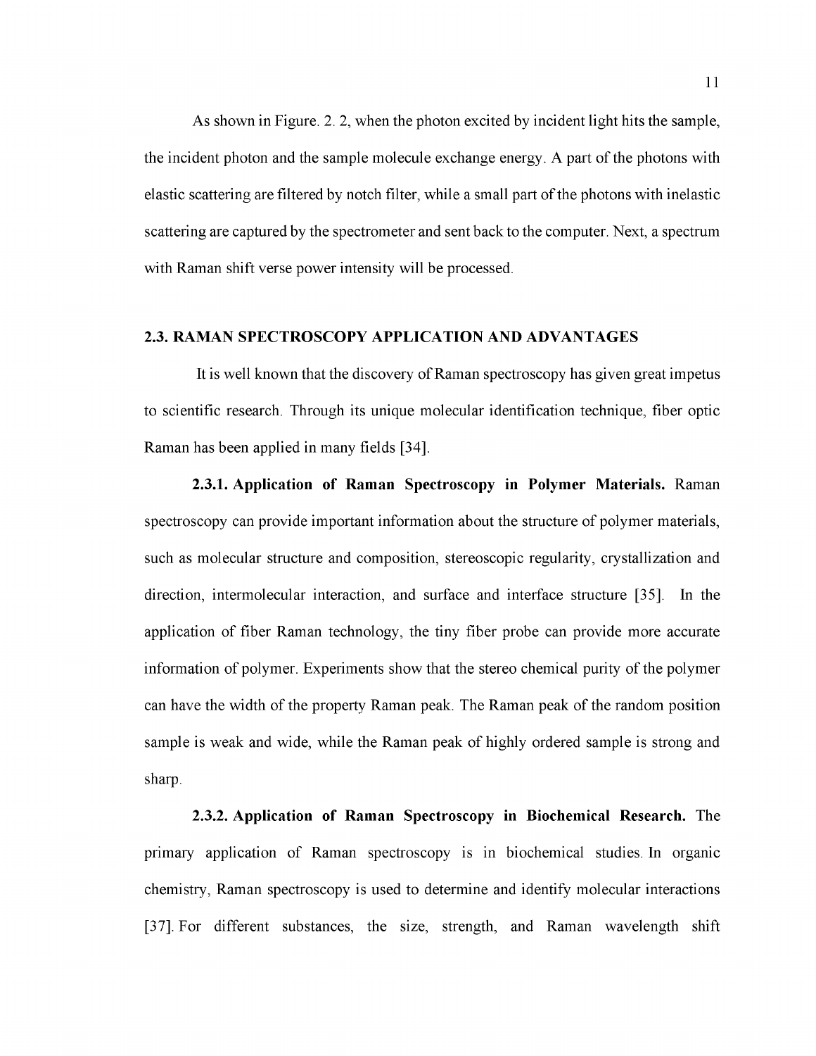As shown in Figure. 2. 2, when the photon excited by incident light hits the sample, the incident photon and the sample molecule exchange energy. A part of the photons with elastic scattering are filtered by notch filter, while a small part of the photons with inelastic scattering are captured by the spectrometer and sent back to the computer. Next, a spectrum with Raman shift verse power intensity will be processed.

## 2.3. RAMAN SPECTROSCOPY APPLICATION AND ADVANTAGES

It is well known that the discovery of Raman spectroscopy has given great impetus to scientific research. Through its unique molecular identification technique, fiber optic Raman has been applied in many fields [34].

**2.3.1. Application of Raman Spectroscopy in Polymer Materials.** Raman spectroscopy can provide important information about the structure of polymer materials, such as molecular structure and composition, stereoscopic regularity, crystallization and direction, intermolecular interaction, and surface and interface structure [35]. In the application of fiber Raman technology, the tiny fiber probe can provide more accurate information of polymer. Experiments show that the stereo chemical purity of the polymer can have the width of the property Raman peak. The Raman peak of the random position sample is weak and wide, while the Raman peak of highly ordered sample is strong and sharp.

**2.3.2. Application of Raman Spectroscopy in Biochemical Research.** The primary application of Raman spectroscopy is in biochemical studies. In organic chemistry, Raman spectroscopy is used to determine and identify molecular interactions [37]. For different substances, the size, strength, and Raman wavelength shift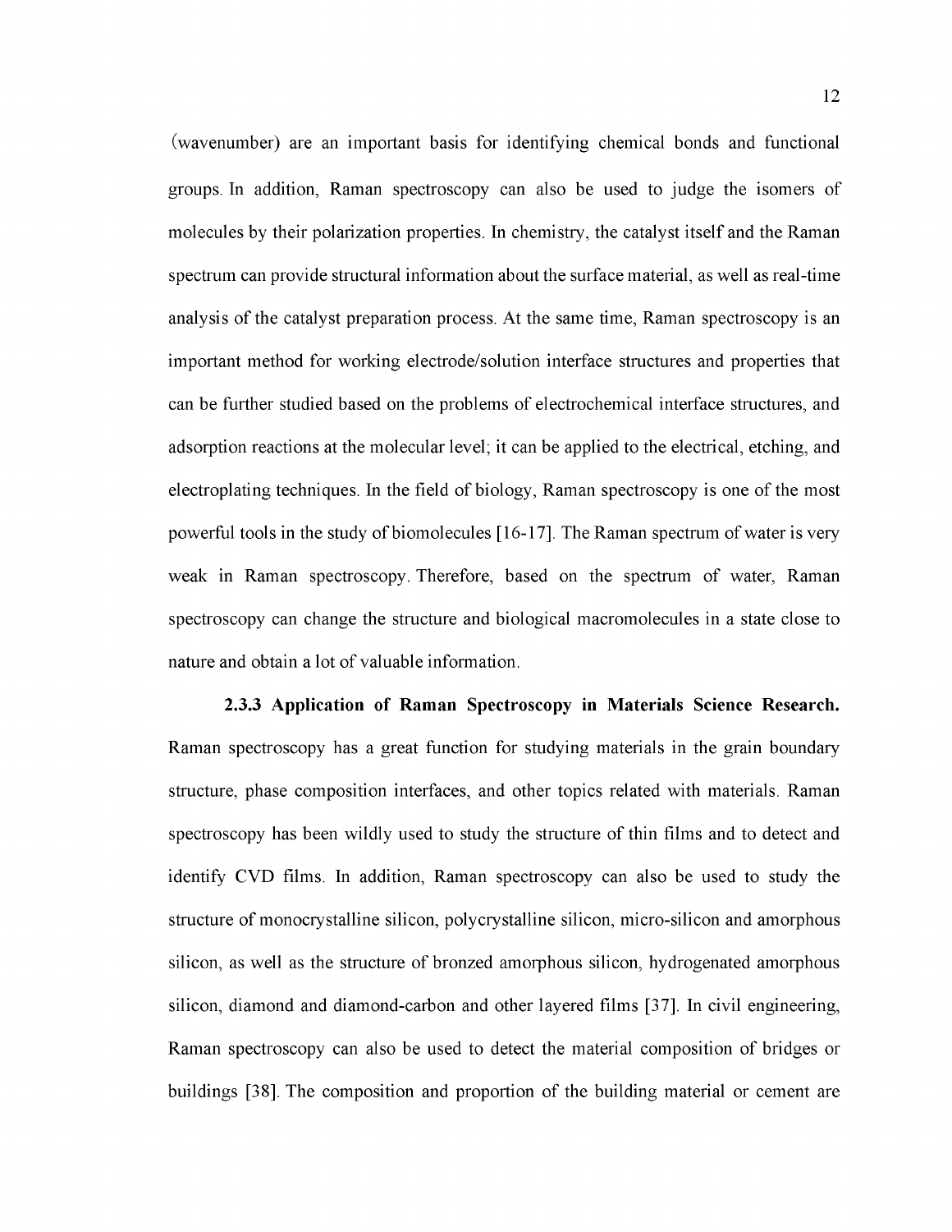(wavenumber) are an important basis for identifying chemical bonds and functional groups. In addition, Raman spectroscopy can also be used to judge the isomers of molecules by their polarization properties. In chemistry, the catalyst itself and the Raman spectrum can provide structural information about the surface material, as well as real-time analysis of the catalyst preparation process. At the same time, Raman spectroscopy is an important method for working electrode/solution interface structures and properties that can be further studied based on the problems of electrochemical interface structures, and adsorption reactions at the molecular level; it can be applied to the electrical, etching, and electroplating techniques. In the field of biology, Raman spectroscopy is one of the most powerful tools in the study of biomolecules [16-17]. The Raman spectrum of water is very weak in Raman spectroscopy. Therefore, based on the spectrum of water, Raman spectroscopy can change the structure and biological macromolecules in a state close to nature and obtain a lot of valuable information.

**2.3.3 Application of Raman Spectroscopy in Materials Science Research.** Raman spectroscopy has a great function for studying materials in the grain boundary structure, phase composition interfaces, and other topics related with materials. Raman spectroscopy has been wildly used to study the structure of thin films and to detect and identify CVD films. In addition, Raman spectroscopy can also be used to study the structure of monocrystalline silicon, polycrystalline silicon, micro-silicon and amorphous silicon, as well as the structure of bronzed amorphous silicon, hydrogenated amorphous silicon, diamond and diamond-carbon and other layered films [37]. In civil engineering, Raman spectroscopy can also be used to detect the material composition of bridges or buildings [38]. The composition and proportion of the building material or cement are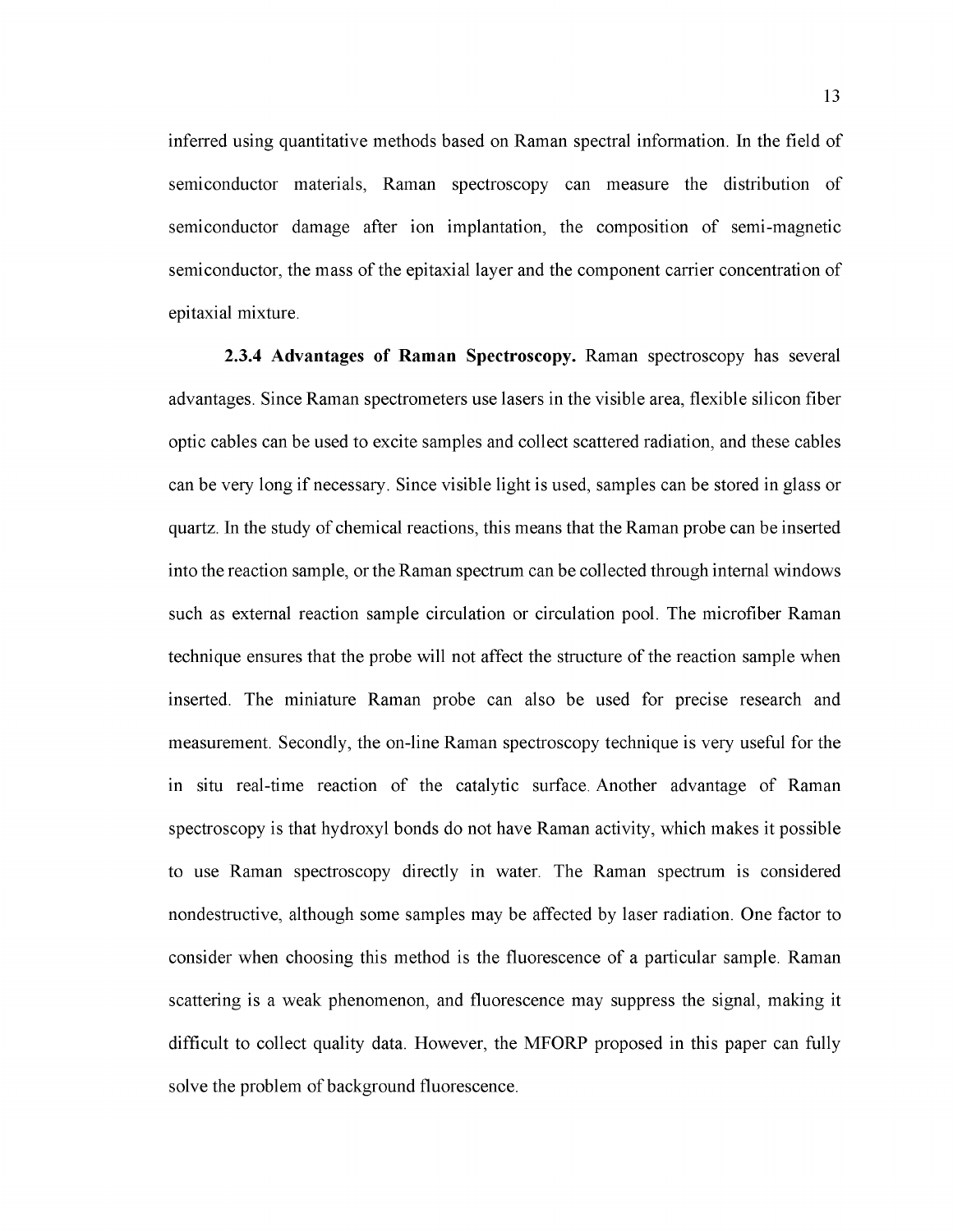inferred using quantitative methods based on Raman spectral information. In the field of semiconductor materials, Raman spectroscopy can measure the distribution of semiconductor damage after ion implantation, the composition of semi-magnetic semiconductor, the mass of the epitaxial layer and the component carrier concentration of epitaxial mixture.

**2.3.4 Advantages of Raman Spectroscopy.** Raman spectroscopy has several advantages. Since Raman spectrometers use lasers in the visible area, flexible silicon fiber optic cables can be used to excite samples and collect scattered radiation, and these cables can be very long if necessary. Since visible light is used, samples can be stored in glass or quartz. In the study of chemical reactions, this means that the Raman probe can be inserted into the reaction sample, or the Raman spectrum can be collected through internal windows such as external reaction sample circulation or circulation pool. The microfiber Raman technique ensures that the probe will not affect the structure of the reaction sample when inserted. The miniature Raman probe can also be used for precise research and measurement. Secondly, the on-line Raman spectroscopy technique is very useful for the in situ real-time reaction of the catalytic surface. Another advantage of Raman spectroscopy is that hydroxyl bonds do not have Raman activity, which makes it possible to use Raman spectroscopy directly in water. The Raman spectrum is considered nondestructive, although some samples may be affected by laser radiation. One factor to consider when choosing this method is the fluorescence of a particular sample. Raman scattering is a weak phenomenon, and fluorescence may suppress the signal, making it difficult to collect quality data. However, the MFORP proposed in this paper can fully solve the problem of background fluorescence.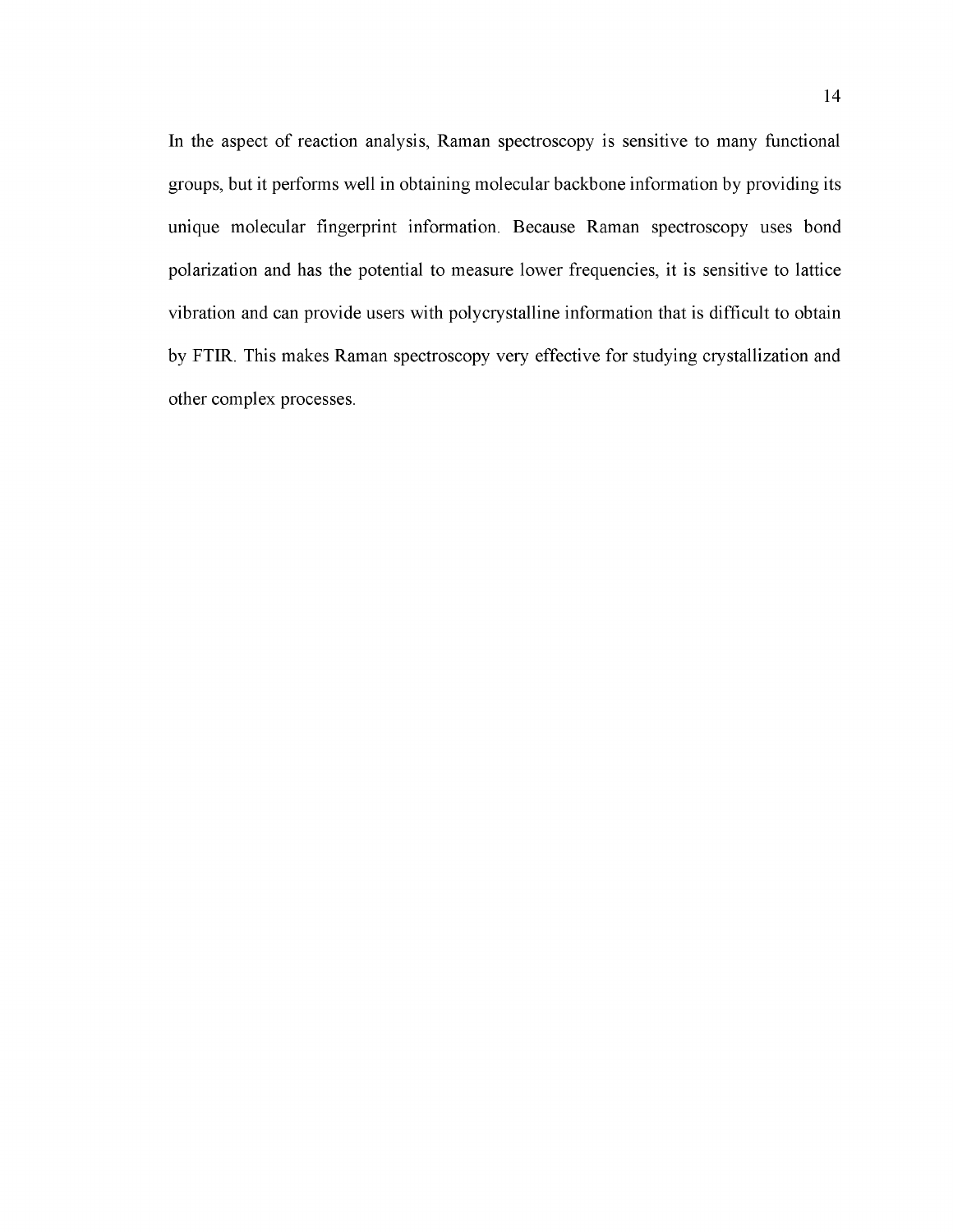In the aspect of reaction analysis, Raman spectroscopy is sensitive to many functional groups, but it performs well in obtaining molecular backbone information by providing its unique molecular fingerprint information. Because Raman spectroscopy uses bond polarization and has the potential to measure lower frequencies, it is sensitive to lattice vibration and can provide users with polycrystalline information that is difficult to obtain by FTIR. This makes Raman spectroscopy very effective for studying crystallization and other complex processes.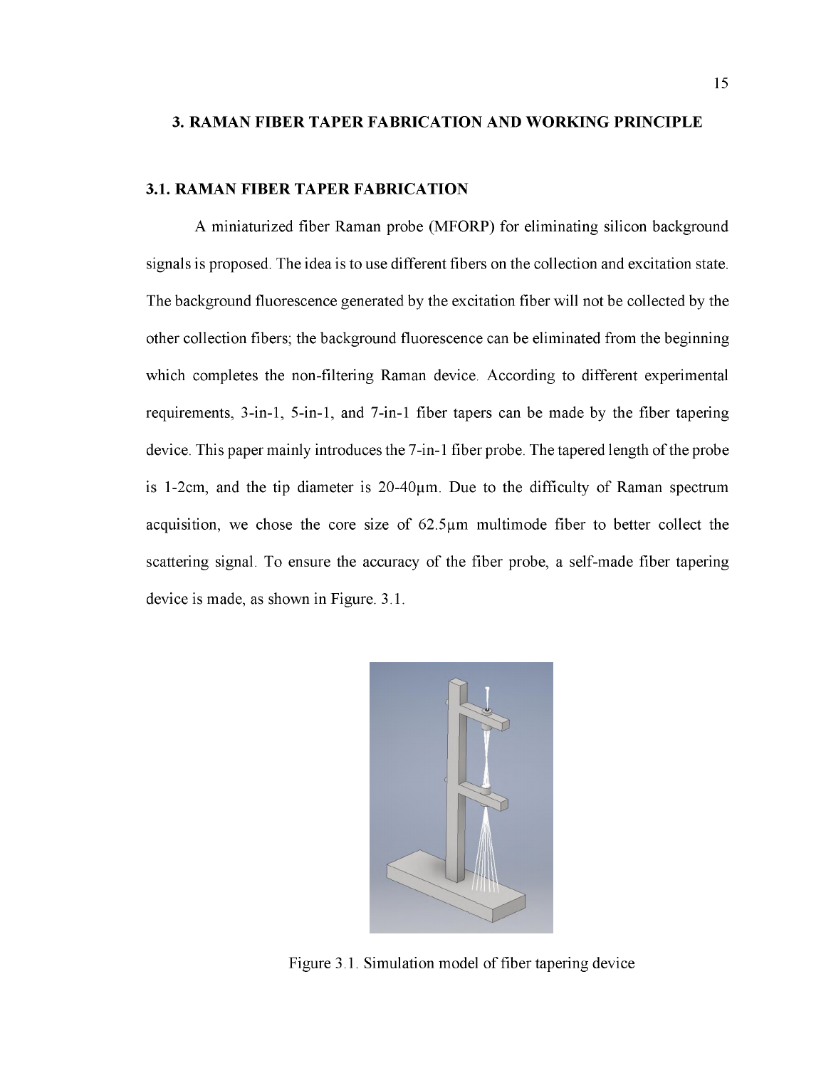# 3. RAMAN FIBER TAPER FABRICATION AND WORKING PRINCIPLE

## 3.1. RAMAN FIBER TAPER FABRICATION

A miniaturized fiber Raman probe (MFORP) for eliminating silicon background signals is proposed. The idea is to use different fibers on the collection and excitation state. The background fluorescence generated by the excitation fiber will not be collected by the other collection fibers; the background fluorescence can be eliminated from the beginning which completes the non-filtering Raman device. According to different experimental requirements, 3-in-1, 5-in-1, and 7-in-1 fiber tapers can be made by the fiber tapering device. This paper mainly introduces the 7-in-1 fiber probe. The tapered length of the probe is 1-2cm, and the tip diameter is 20-40μm. Due to the difficulty of Raman spectrum acquisition, we chose the core size of 62.5μm multimode fiber to better collect the scattering signal. To ensure the accuracy of the fiber probe, a self-made fiber tapering device is made, as shown in Figure. 3.1.

Figure 3.1. Simulation model of fiber tapering device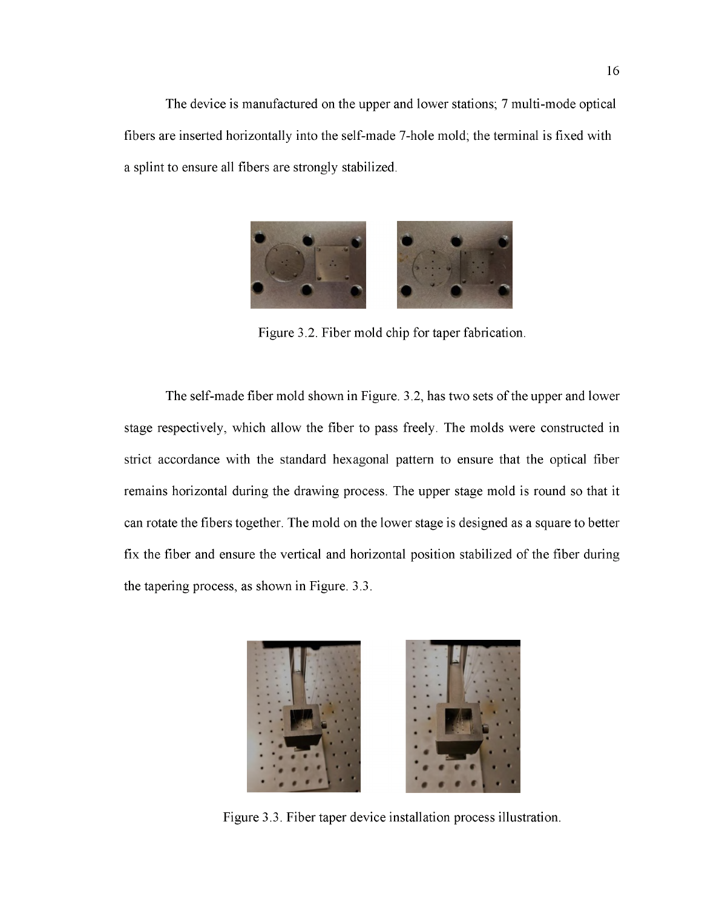The device is manufactured on the upper and lower stations; 7 multi-mode optical fibers are inserted horizontally into the self-made 7-hole mold; the terminal is fixed with a splint to ensure all fibers are strongly stabilized.

Figure 3.2. Fiber mold chip for taper fabrication.

The self-made fiber mold shown in Figure. 3.2, has two sets of the upper and lower stage respectively, which allow the fiber to pass freely. The molds were constructed in strict accordance with the standard hexagonal pattern to ensure that the optical fiber remains horizontal during the drawing process. The upper stage mold is round so that it can rotate the fibers together. The mold on the lower stage is designed as a square to better fix the fiber and ensure the vertical and horizontal position stabilized of the fiber during the tapering process, as shown in Figure. 3.3.

Figure 3.3. Fiber taper device installation process illustration.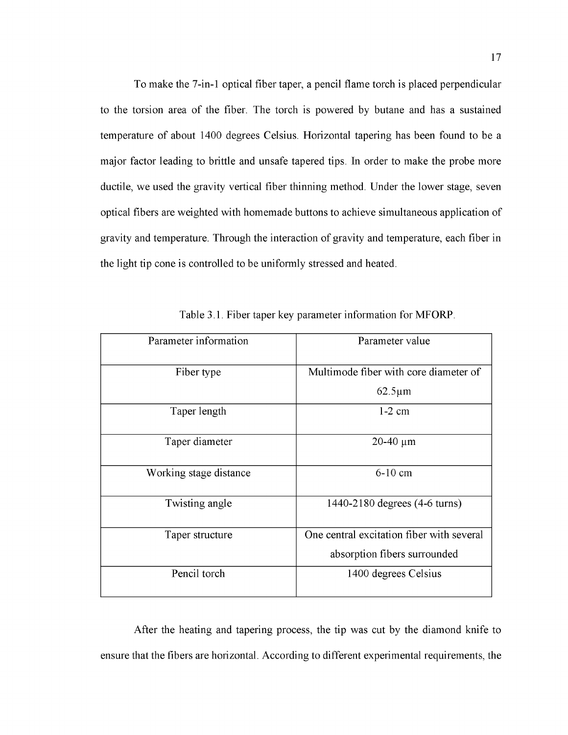To make the 7-in-1 optical fiber taper, a pencil flame torch is placed perpendicular to the torsion area of the fiber. The torch is powered by butane and has a sustained temperature of about 1400 degrees Celsius. Horizontal tapering has been found to be a major factor leading to brittle and unsafe tapered tips. In order to make the probe more ductile, we used the gravity vertical fiber thinning method. Under the lower stage, seven optical fibers are weighted with homemade buttons to achieve simultaneous application of gravity and temperature. Through the interaction of gravity and temperature, each fiber in the light tip cone is controlled to be uniformly stressed and heated.

Table 3.1. Fiber taper key parameter information for MFORP.

| Parameter information | Parameter value |
| --- | --- |
| Fiber type | Multimode fiber with core diameter of 62.5μm |
| Taper length | 1-2 cm |
| Taper diameter | 20-40 μm |
| Working stage distance | 6-10 cm |
| Twisting angle | 1440-2180 degrees (4-6 turns) |
| Taper structure | One central excitation fiber with several absorption fibers surrounded |
| Pencil torch | 1400 degrees Celsius |

After the heating and tapering process, the tip was cut by the diamond knife to ensure that the fibers are horizontal. According to different experimental requirements, the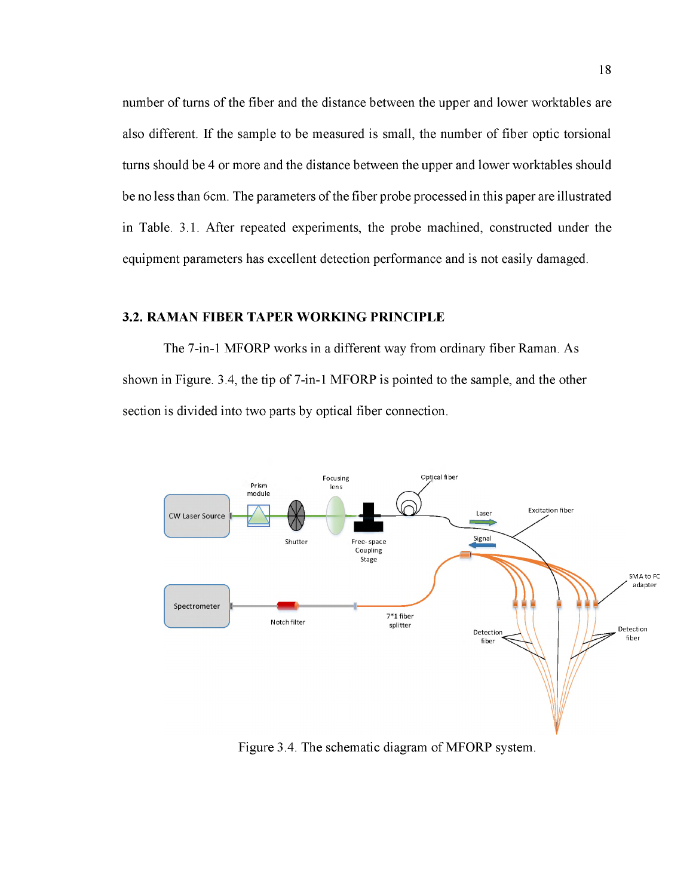number of turns of the fiber and the distance between the upper and lower worktables are also different. If the sample to be measured is small, the number of fiber optic torsional turns should be 4 or more and the distance between the upper and lower worktables should be no less than 6cm. The parameters of the fiber probe processed in this paper are illustrated in Table. 3.1. After repeated experiments, the probe machined, constructed under the equipment parameters has excellent detection performance and is not easily damaged.

## 3.2. RAMAN FIBER TAPER WORKING PRINCIPLE

The 7-in-1 MFORP works in a different way from ordinary fiber Raman. As shown in Figure. 3.4, the tip of 7-in-1 MFORP is pointed to the sample, and the other section is divided into two parts by optical fiber connection.

Figure 3.4. The schematic diagram of MFORP system.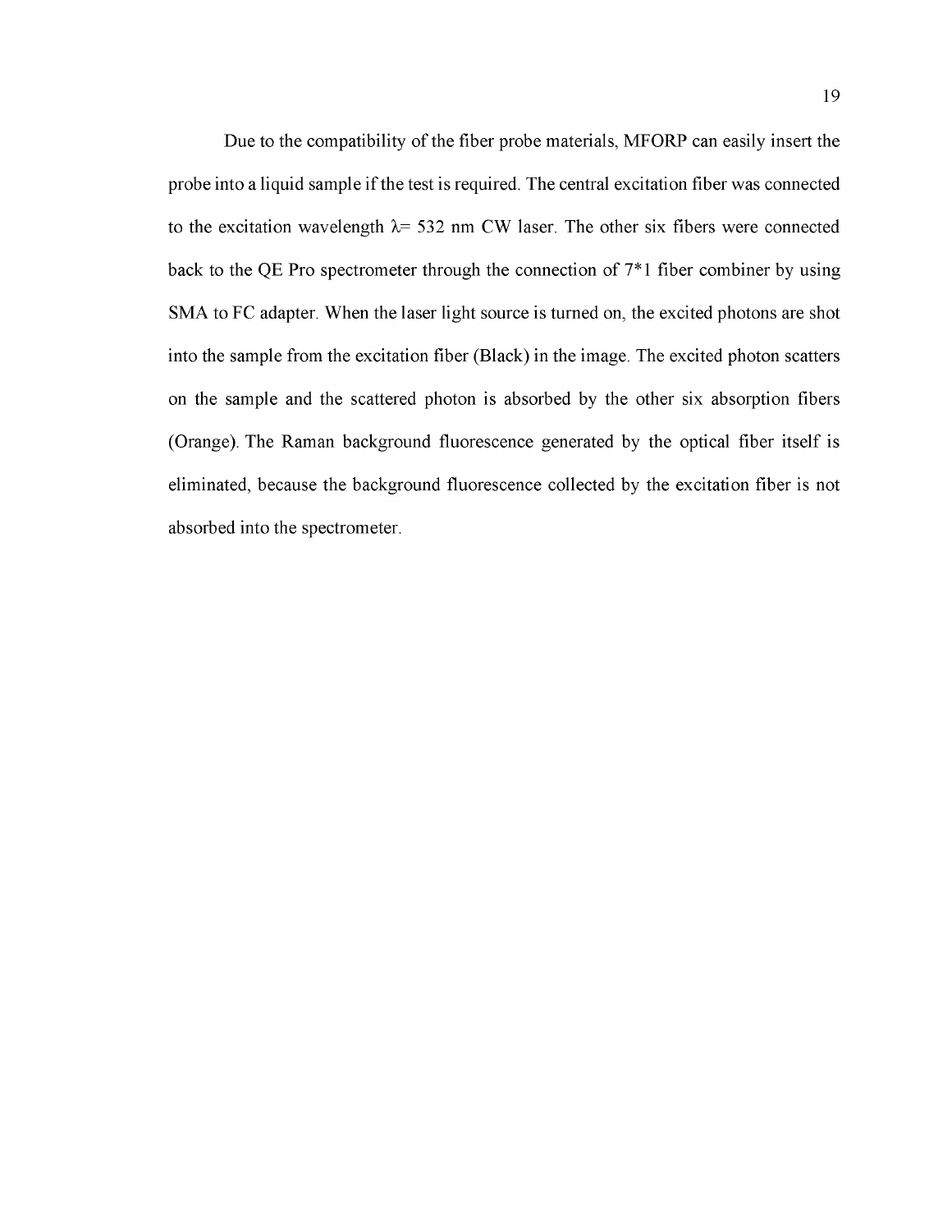Due to the compatibility of the fiber probe materials, MFORP can easily insert the probe into a liquid sample if the test is required. The central excitation fiber was connected to the excitation wavelength $\lambda$= 532 nm CW laser. The other six fibers were connected back to the QE Pro spectrometer through the connection of 7*1 fiber combiner by using SMA to FC adapter. When the laser light source is turned on, the excited photons are shot into the sample from the excitation fiber (Black) in the image. The excited photon scatters on the sample and the scattered photon is absorbed by the other six absorption fibers (Orange). The Raman background fluorescence generated by the optical fiber itself is eliminated, because the background fluorescence collected by the excitation fiber is not absorbed into the spectrometer.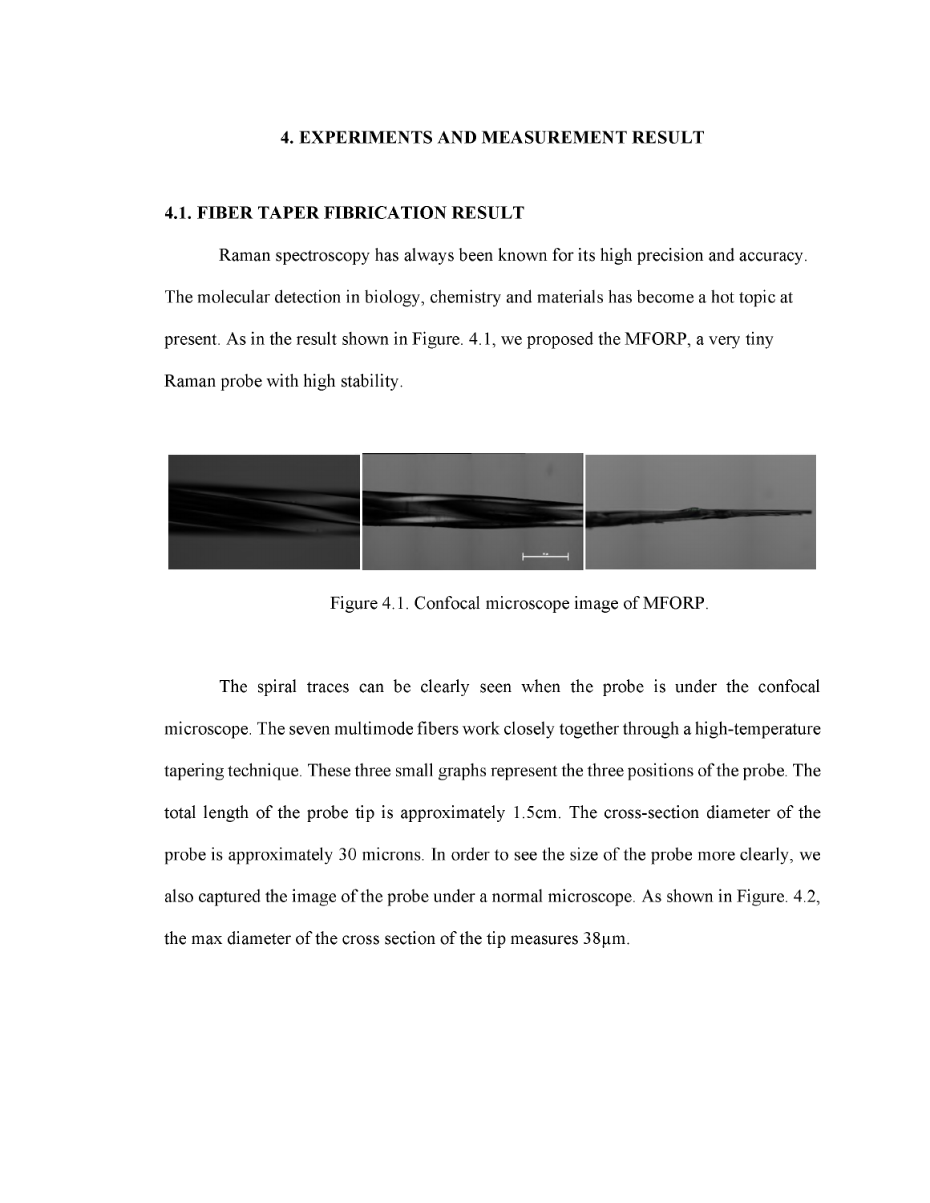# 4. EXPERIMENTS AND MEASUREMENT RESULT

## 4.1. FIBER TAPER FIBRICATION RESULT

Raman spectroscopy has always been known for its high precision and accuracy. The molecular detection in biology, chemistry and materials has become a hot topic at present. As in the result shown in Figure. 4.1, we proposed the MFORP, a very tiny Raman probe with high stability.

Figure 4.1. Confocal microscope image of MFORP.

The spiral traces can be clearly seen when the probe is under the confocal microscope. The seven multimode fibers work closely together through a high-temperature tapering technique. These three small graphs represent the three positions of the probe. The total length of the probe tip is approximately 1.5cm. The cross-section diameter of the probe is approximately 30 microns. In order to see the size of the probe more clearly, we also captured the image of the probe under a normal microscope. As shown in Figure. 4.2, the max diameter of the cross section of the tip measures 38μm.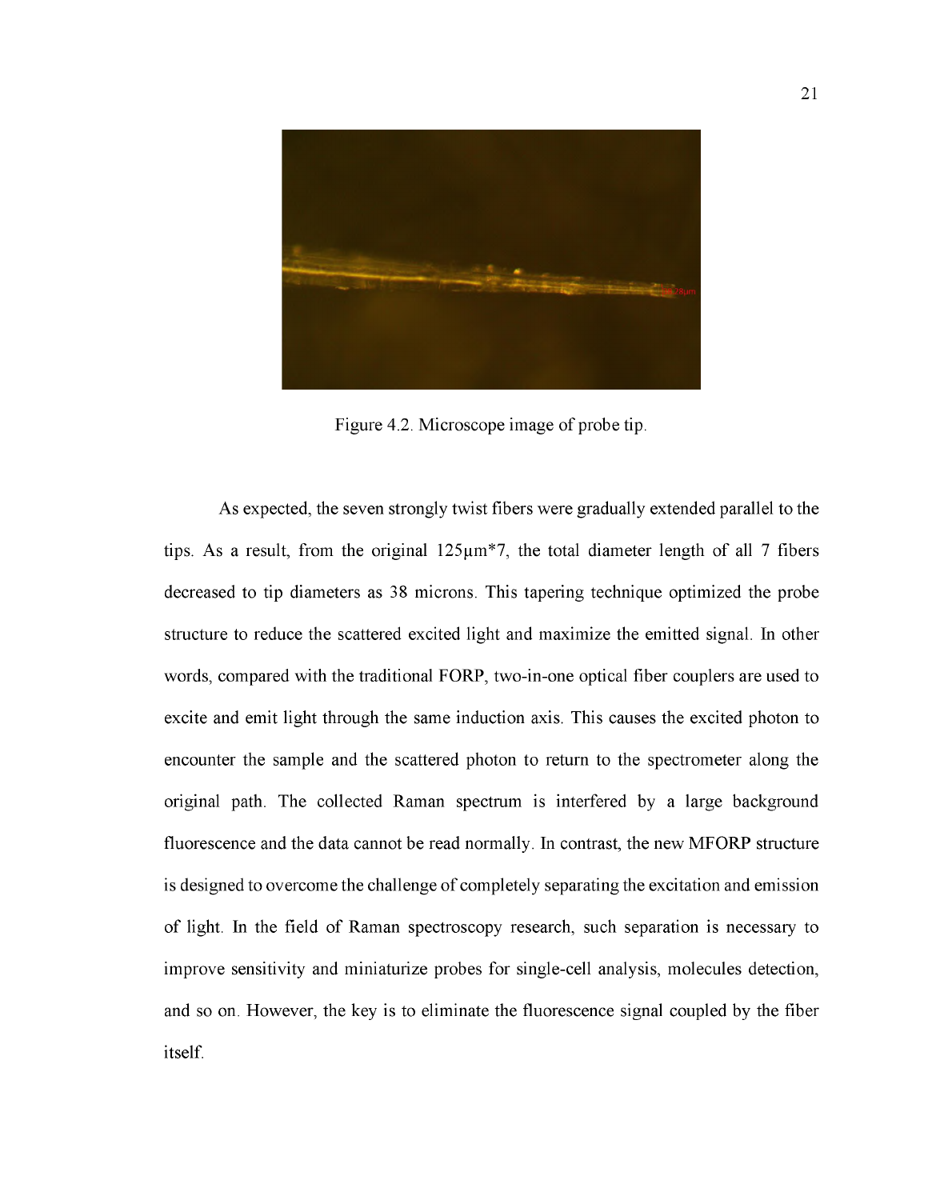Figure 4.2. Microscope image of probe tip.

As expected, the seven strongly twist fibers were gradually extended parallel to the tips. As a result, from the original 125μm*7, the total diameter length of all 7 fibers decreased to tip diameters as 38 microns. This tapering technique optimized the probe structure to reduce the scattered excited light and maximize the emitted signal. In other words, compared with the traditional FORP, two-in-one optical fiber couplers are used to excite and emit light through the same induction axis. This causes the excited photon to encounter the sample and the scattered photon to return to the spectrometer along the original path. The collected Raman spectrum is interfered by a large background fluorescence and the data cannot be read normally. In contrast, the new MFORP structure is designed to overcome the challenge of completely separating the excitation and emission of light. In the field of Raman spectroscopy research, such separation is necessary to improve sensitivity and miniaturize probes for single-cell analysis, molecules detection, and so on. However, the key is to eliminate the fluorescence signal coupled by the fiber itself.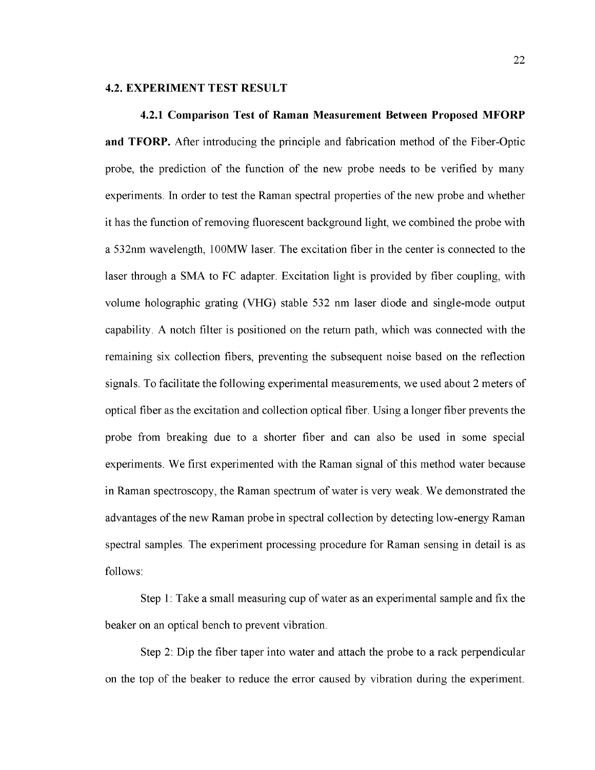### 4.2. EXPERIMENT TEST RESULT

**4.2.1 Comparison Test of Raman Measurement Between Proposed MFORP and TFORP.** After introducing the principle and fabrication method of the Fiber-Optic probe, the prediction of the function of the new probe needs to be verified by many experiments. In order to test the Raman spectral properties of the new probe and whether it has the function of removing fluorescent background light, we combined the probe with a 532nm wavelength, 100MW laser. The excitation fiber in the center is connected to the laser through a SMA to FC adapter. Excitation light is provided by fiber coupling, with volume holographic grating (VHG) stable 532 nm laser diode and single-mode output capability. A notch filter is positioned on the return path, which was connected with the remaining six collection fibers, preventing the subsequent noise based on the reflection signals. To facilitate the following experimental measurements, we used about 2 meters of optical fiber as the excitation and collection optical fiber. Using a longer fiber prevents the probe from breaking due to a shorter fiber and can also be used in some special experiments. We first experimented with the Raman signal of this method water because in Raman spectroscopy, the Raman spectrum of water is very weak. We demonstrated the advantages of the new Raman probe in spectral collection by detecting low-energy Raman spectral samples. The experiment processing procedure for Raman sensing in detail is as follows:

Step 1: Take a small measuring cup of water as an experimental sample and fix the beaker on an optical bench to prevent vibration.

Step 2: Dip the fiber taper into water and attach the probe to a rack perpendicular on the top of the beaker to reduce the error caused by vibration during the experiment.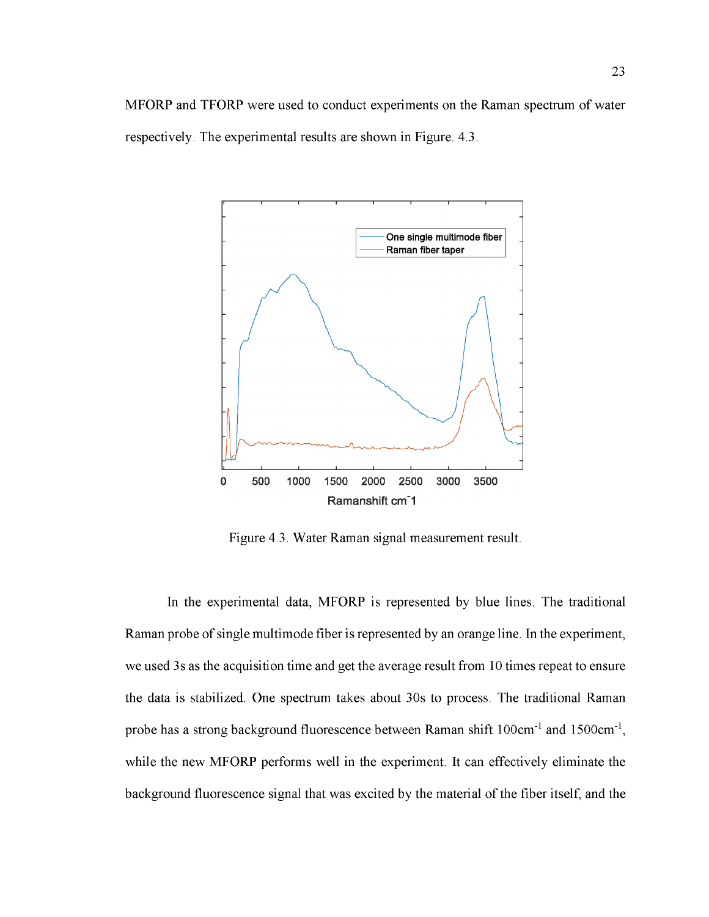MFORP and TFORP were used to conduct experiments on the Raman spectrum of water respectively. The experimental results are shown in Figure. 4.3.

Figure 4.3. Water Raman signal measurement result.

In the experimental data, MFORP is represented by blue lines. The traditional Raman probe of single multimode fiber is represented by an orange line. In the experiment, we used 3s as the acquisition time and get the average result from 10 times repeat to ensure the data is stabilized. One spectrum takes about 30s to process. The traditional Raman probe has a strong background fluorescence between Raman shift $100cm^{-1}$ and $1500cm^{-1}$, while the new MFORP performs well in the experiment. It can effectively eliminate the background fluorescence signal that was excited by the material of the fiber itself, and the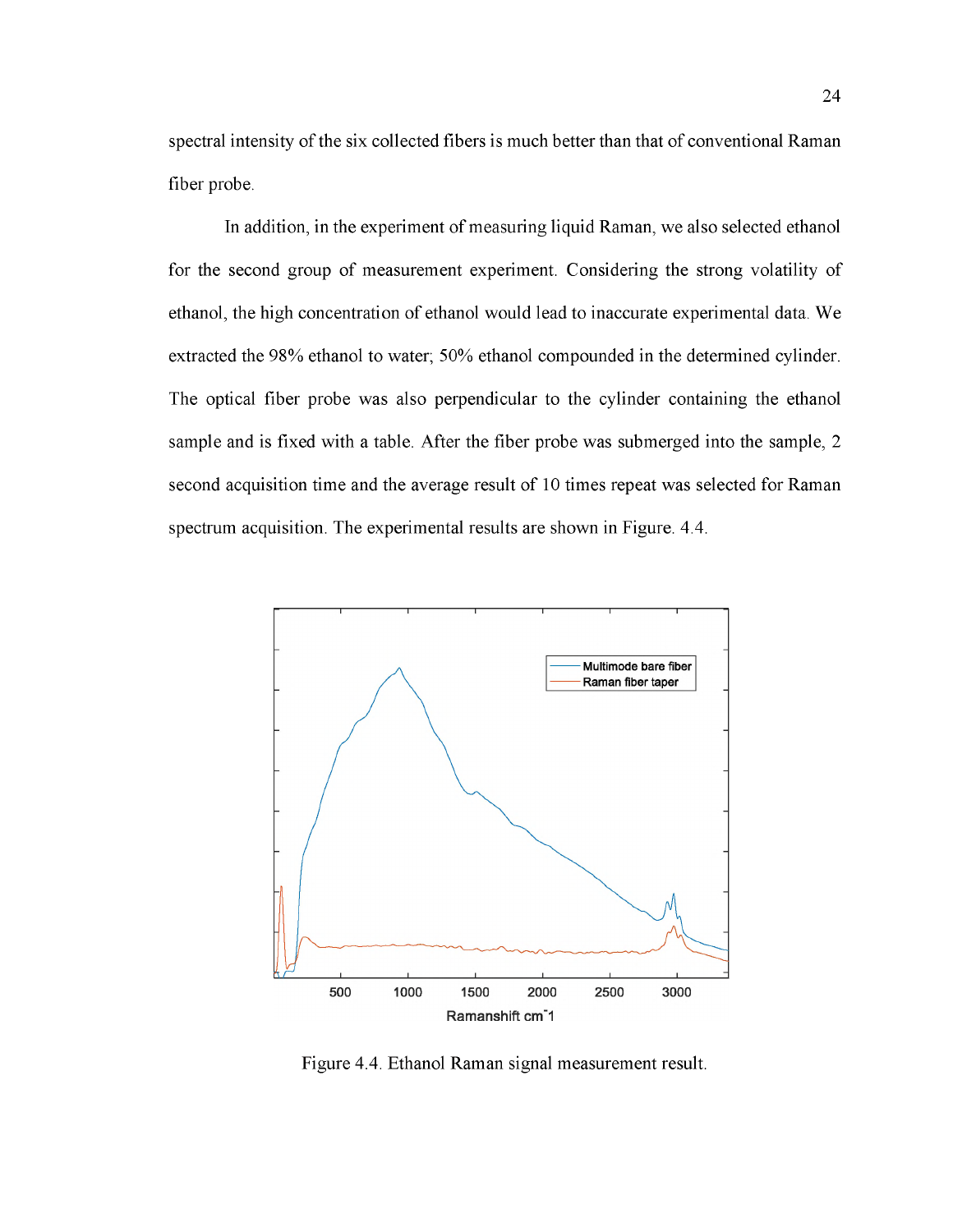spectral intensity of the six collected fibers is much better than that of conventional Raman fiber probe.

In addition, in the experiment of measuring liquid Raman, we also selected ethanol for the second group of measurement experiment. Considering the strong volatility of ethanol, the high concentration of ethanol would lead to inaccurate experimental data. We extracted the 98% ethanol to water; 50% ethanol compounded in the determined cylinder. The optical fiber probe was also perpendicular to the cylinder containing the ethanol sample and is fixed with a table. After the fiber probe was submerged into the sample, 2 second acquisition time and the average result of 10 times repeat was selected for Raman spectrum acquisition. The experimental results are shown in Figure. 4.4.

Figure 4.4. Ethanol Raman signal measurement result.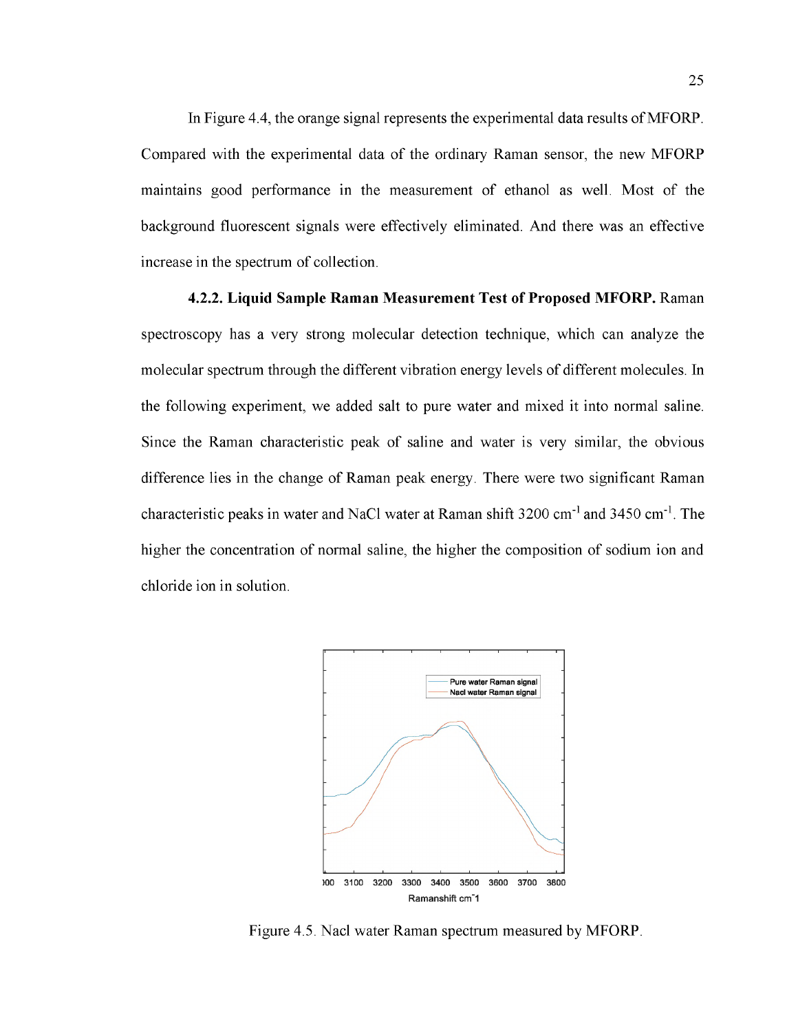In Figure 4.4, the orange signal represents the experimental data results of MFORP. Compared with the experimental data of the ordinary Raman sensor, the new MFORP maintains good performance in the measurement of ethanol as well. Most of the background fluorescent signals were effectively eliminated. And there was an effective increase in the spectrum of collection.

**4.2.2. Liquid Sample Raman Measurement Test of Proposed MFORP.** Raman spectroscopy has a very strong molecular detection technique, which can analyze the molecular spectrum through the different vibration energy levels of different molecules. In the following experiment, we added salt to pure water and mixed it into normal saline. Since the Raman characteristic peak of saline and water is very similar, the obvious difference lies in the change of Raman peak energy. There were two significant Raman characteristic peaks in water and NaCl water at Raman shift 3200 cm$^{-1}$ and 3450 cm$^{-1}$. The higher the concentration of normal saline, the higher the composition of sodium ion and chloride ion in solution.

Figure 4.5. Nacl water Raman spectrum measured by MFORP.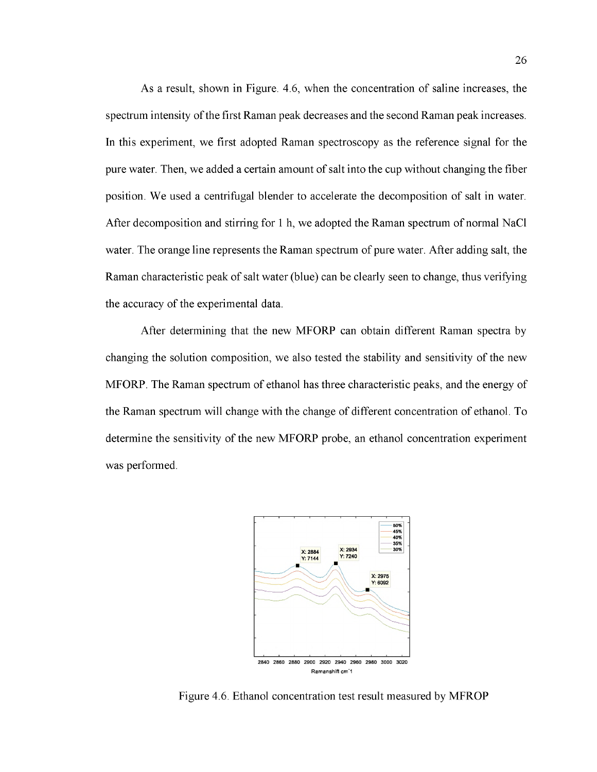As a result, shown in Figure. 4.6, when the concentration of saline increases, the spectrum intensity of the first Raman peak decreases and the second Raman peak increases. In this experiment, we first adopted Raman spectroscopy as the reference signal for the pure water. Then, we added a certain amount of salt into the cup without changing the fiber position. We used a centrifugal blender to accelerate the decomposition of salt in water. After decomposition and stirring for 1 h, we adopted the Raman spectrum of normal NaCl water. The orange line represents the Raman spectrum of pure water. After adding salt, the Raman characteristic peak of salt water (blue) can be clearly seen to change, thus verifying the accuracy of the experimental data.

After determining that the new MFORP can obtain different Raman spectra by changing the solution composition, we also tested the stability and sensitivity of the new MFORP. The Raman spectrum of ethanol has three characteristic peaks, and the energy of the Raman spectrum will change with the change of different concentration of ethanol. To determine the sensitivity of the new MFORP probe, an ethanol concentration experiment was performed.

Figure 4.6. Ethanol concentration test result measured by MFROP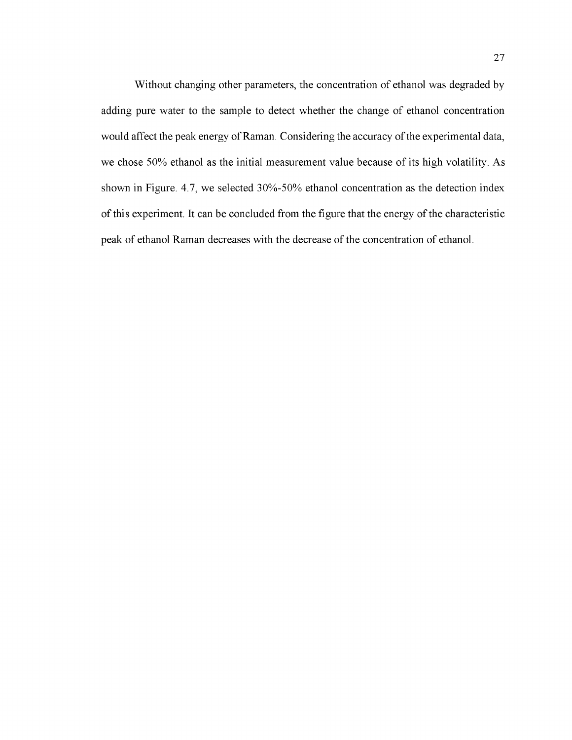Without changing other parameters, the concentration of ethanol was degraded by adding pure water to the sample to detect whether the change of ethanol concentration would affect the peak energy of Raman. Considering the accuracy of the experimental data, we chose 50% ethanol as the initial measurement value because of its high volatility. As shown in Figure. 4.7, we selected 30%-50% ethanol concentration as the detection index of this experiment. It can be concluded from the figure that the energy of the characteristic peak of ethanol Raman decreases with the decrease of the concentration of ethanol.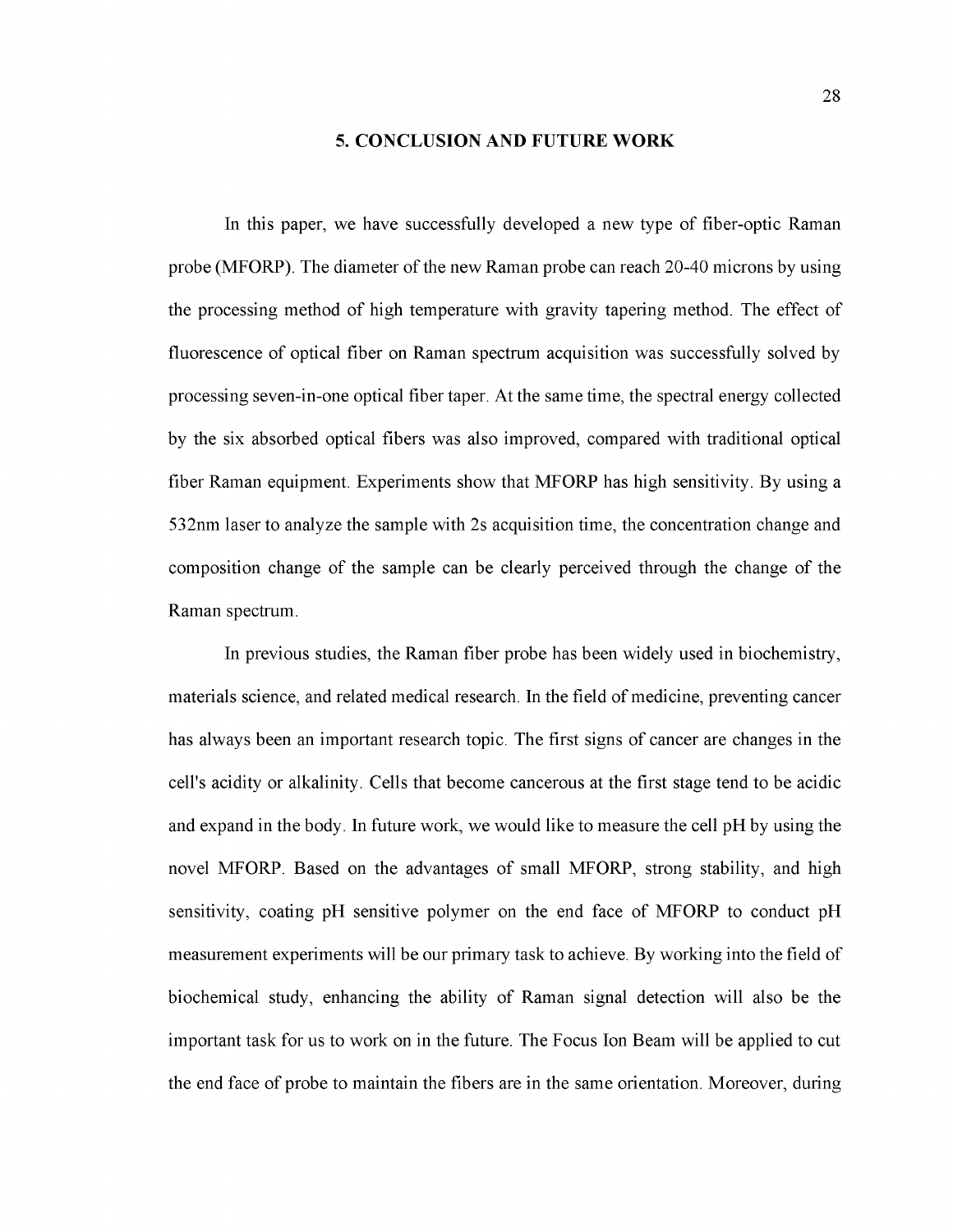# 5. CONCLUSION AND FUTURE WORK

In this paper, we have successfully developed a new type of fiber-optic Raman probe (MFORP). The diameter of the new Raman probe can reach 20-40 microns by using the processing method of high temperature with gravity tapering method. The effect of fluorescence of optical fiber on Raman spectrum acquisition was successfully solved by processing seven-in-one optical fiber taper. At the same time, the spectral energy collected by the six absorbed optical fibers was also improved, compared with traditional optical fiber Raman equipment. Experiments show that MFORP has high sensitivity. By using a 532nm laser to analyze the sample with 2s acquisition time, the concentration change and composition change of the sample can be clearly perceived through the change of the Raman spectrum.

In previous studies, the Raman fiber probe has been widely used in biochemistry, materials science, and related medical research. In the field of medicine, preventing cancer has always been an important research topic. The first signs of cancer are changes in the cell's acidity or alkalinity. Cells that become cancerous at the first stage tend to be acidic and expand in the body. In future work, we would like to measure the cell pH by using the novel MFORP. Based on the advantages of small MFORP, strong stability, and high sensitivity, coating pH sensitive polymer on the end face of MFORP to conduct pH measurement experiments will be our primary task to achieve. By working into the field of biochemical study, enhancing the ability of Raman signal detection will also be the important task for us to work on in the future. The Focus Ion Beam will be applied to cut the end face of probe to maintain the fibers are in the same orientation. Moreover, during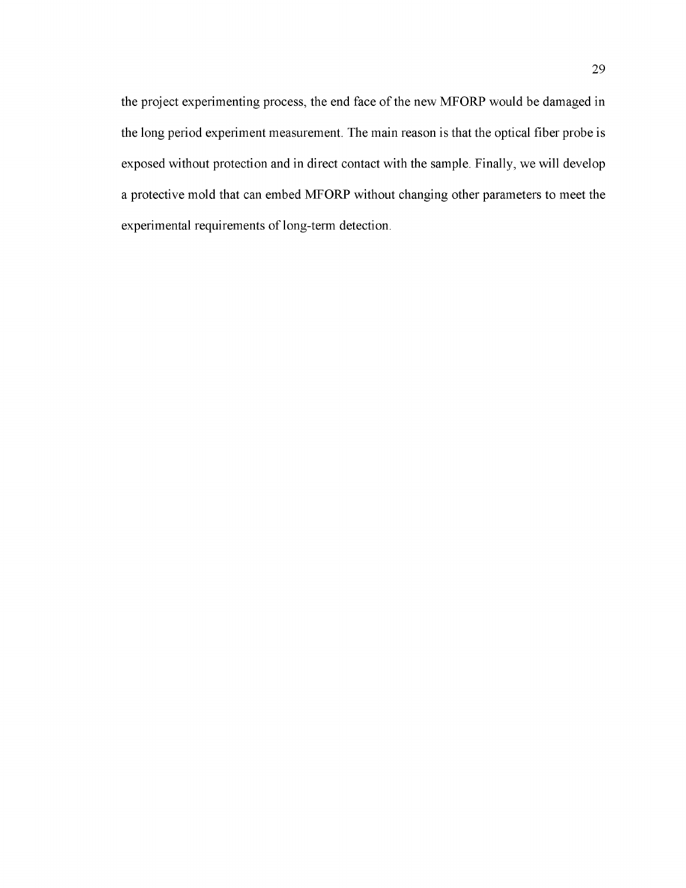the project experimenting process, the end face of the new MFORP would be damaged in the long period experiment measurement. The main reason is that the optical fiber probe is exposed without protection and in direct contact with the sample. Finally, we will develop a protective mold that can embed MFORP without changing other parameters to meet the experimental requirements of long-term detection.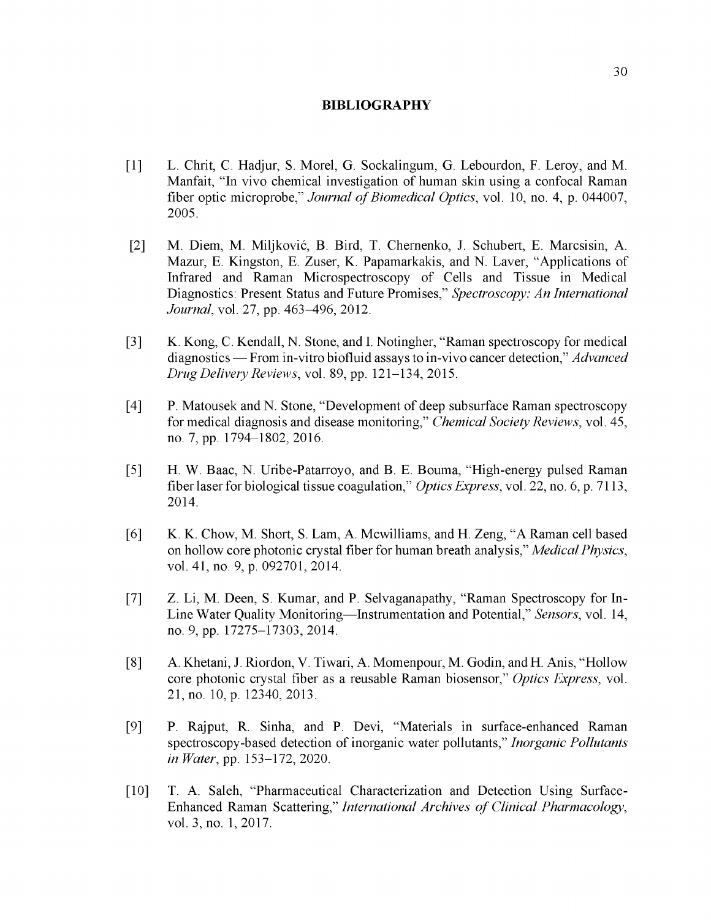# BIBLIOGRAPHY

[1] L. Chrit, C. Hadjur, S. Morel, G. Sockalingum, G. Lebourdon, F. Leroy, and M. Manfait, "In vivo chemical investigation of human skin using a confocal Raman fiber optic microprobe," *Journal of Biomedical Optics*, vol. 10, no. 4, p. 044007, 2005.

[2] M. Diem, M. Miljković, B. Bird, T. Chernenko, J. Schubert, E. Marcsisin, A. Mazur, E. Kingston, E. Zuser, K. Papamarkakis, and N. Laver, "Applications of Infrared and Raman Microspectroscopy of Cells and Tissue in Medical Diagnostics: Present Status and Future Promises," *Spectroscopy: An International Journal*, vol. 27, pp. 463–496, 2012.

[3] K. Kong, C. Kendall, N. Stone, and I. Notingher, "Raman spectroscopy for medical diagnostics — From in-vitro biofluid assays to in-vivo cancer detection," *Advanced Drug Delivery Reviews*, vol. 89, pp. 121–134, 2015.

[4] P. Matousek and N. Stone, "Development of deep subsurface Raman spectroscopy for medical diagnosis and disease monitoring," *Chemical Society Reviews*, vol. 45, no. 7, pp. 1794–1802, 2016.

[5] H. W. Baac, N. Uribe-Patarroyo, and B. E. Bouma, "High-energy pulsed Raman fiber laser for biological tissue coagulation," *Optics Express*, vol. 22, no. 6, p. 7113, 2014.

[6] K. K. Chow, M. Short, S. Lam, A. Mcwilliams, and H. Zeng, "A Raman cell based on hollow core photonic crystal fiber for human breath analysis," *Medical Physics*, vol. 41, no. 9, p. 092701, 2014.

[7] Z. Li, M. Deen, S. Kumar, and P. Selvaganapathy, "Raman Spectroscopy for In-Line Water Quality Monitoring—Instrumentation and Potential," *Sensors*, vol. 14, no. 9, pp. 17275–17303, 2014.

[8] A. Khetani, J. Riordon, V. Tiwari, A. Momenpour, M. Godin, and H. Anis, "Hollow core photonic crystal fiber as a reusable Raman biosensor," *Optics Express*, vol. 21, no. 10, p. 12340, 2013.

[9] P. Rajput, R. Sinha, and P. Devi, "Materials in surface-enhanced Raman spectroscopy-based detection of inorganic water pollutants," *Inorganic Pollutants in Water*, pp. 153–172, 2020.

[10] T. A. Saleh, "Pharmaceutical Characterization and Detection Using Surface-Enhanced Raman Scattering," *International Archives of Clinical Pharmacology*, vol. 3, no. 1, 2017.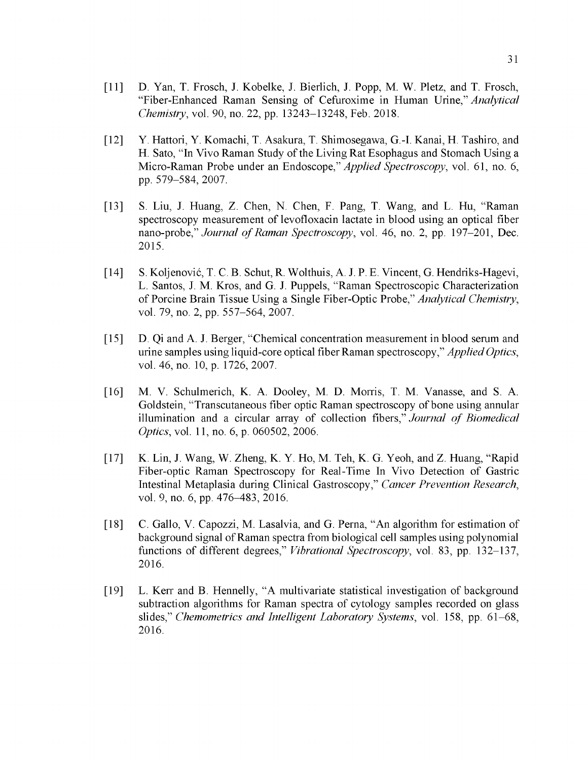[11] D. Yan, T. Frosch, J. Kobelke, J. Bierlich, J. Popp, M. W. Pletz, and T. Frosch, "Fiber-Enhanced Raman Sensing of Cefuroxime in Human Urine," *Analytical Chemistry*, vol. 90, no. 22, pp. 13243–13248, Feb. 2018.

[12] Y. Hattori, Y. Komachi, T. Asakura, T. Shimosegawa, G.-I. Kanai, H. Tashiro, and H. Sato, "In Vivo Raman Study of the Living Rat Esophagus and Stomach Using a Micro-Raman Probe under an Endoscope," *Applied Spectroscopy*, vol. 61, no. 6, pp. 579–584, 2007.

[13] S. Liu, J. Huang, Z. Chen, N. Chen, F. Pang, T. Wang, and L. Hu, "Raman spectroscopy measurement of levofloxacin lactate in blood using an optical fiber nano-probe," *Journal of Raman Spectroscopy*, vol. 46, no. 2, pp. 197–201, Dec. 2015.

[14] S. Koljenović, T. C. B. Schut, R. Wolthuis, A. J. P. E. Vincent, G. Hendriks-Hagevi, L. Santos, J. M. Kros, and G. J. Puppels, "Raman Spectroscopic Characterization of Porcine Brain Tissue Using a Single Fiber-Optic Probe," *Analytical Chemistry*, vol. 79, no. 2, pp. 557–564, 2007.

[15] D. Qi and A. J. Berger, "Chemical concentration measurement in blood serum and urine samples using liquid-core optical fiber Raman spectroscopy," *Applied Optics*, vol. 46, no. 10, p. 1726, 2007.

[16] M. V. Schulmerich, K. A. Dooley, M. D. Morris, T. M. Vanasse, and S. A. Goldstein, "Transcutaneous fiber optic Raman spectroscopy of bone using annular illumination and a circular array of collection fibers," *Journal of Biomedical Optics*, vol. 11, no. 6, p. 060502, 2006.

[17] K. Lin, J. Wang, W. Zheng, K. Y. Ho, M. Teh, K. G. Yeoh, and Z. Huang, "Rapid Fiber-optic Raman Spectroscopy for Real-Time In Vivo Detection of Gastric Intestinal Metaplasia during Clinical Gastroscopy," *Cancer Prevention Research*, vol. 9, no. 6, pp. 476–483, 2016.

[18] C. Gallo, V. Capozzi, M. Lasalvia, and G. Perna, "An algorithm for estimation of background signal of Raman spectra from biological cell samples using polynomial functions of different degrees," *Vibrational Spectroscopy*, vol. 83, pp. 132–137, 2016.

[19] L. Kerr and B. Hennelly, "A multivariate statistical investigation of background subtraction algorithms for Raman spectra of cytology samples recorded on glass slides," *Chemometrics and Intelligent Laboratory Systems*, vol. 158, pp. 61–68, 2016.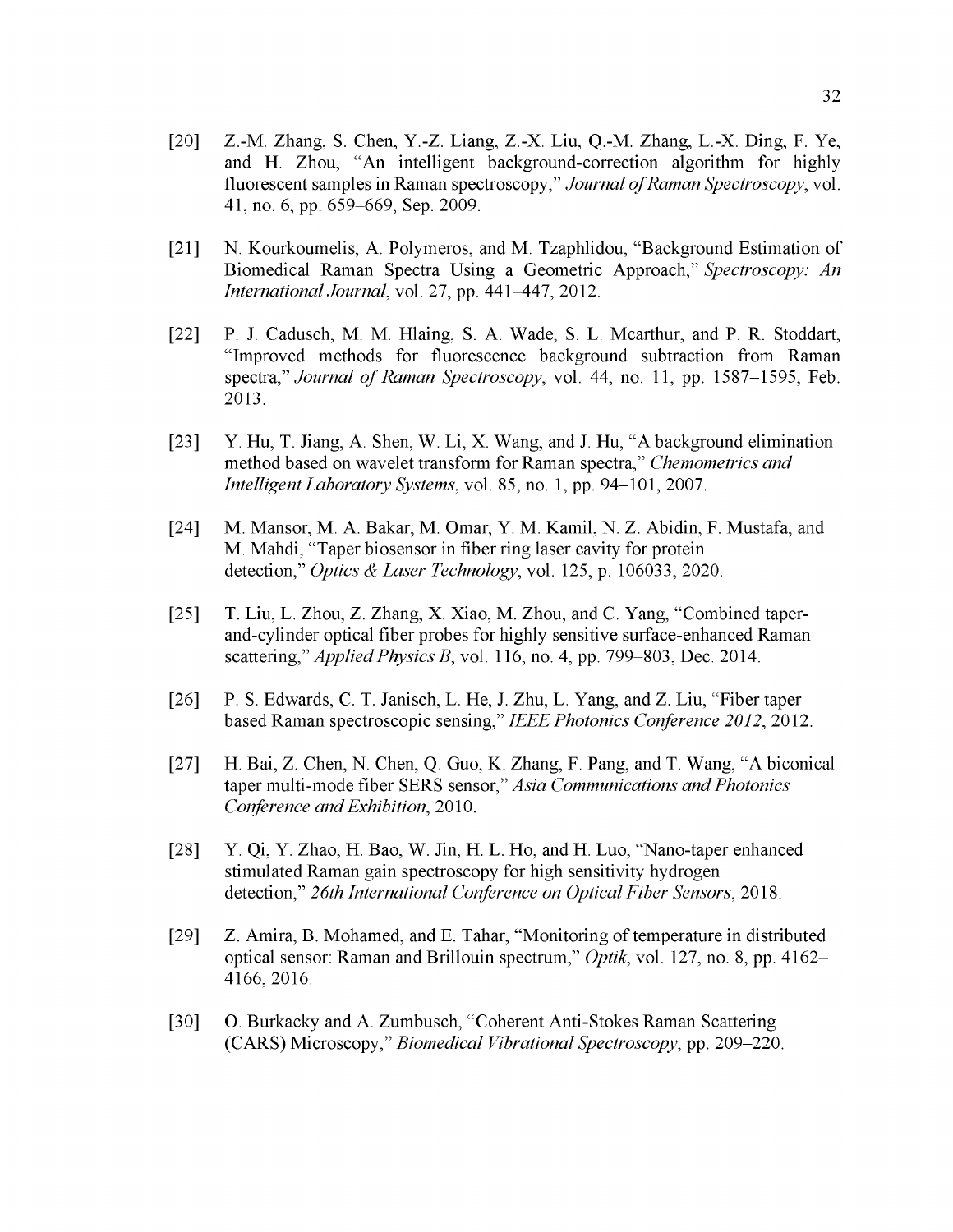[20] Z.-M. Zhang, S. Chen, Y.-Z. Liang, Z.-X. Liu, Q.-M. Zhang, L.-X. Ding, F. Ye, and H. Zhou, "An intelligent background-correction algorithm for highly fluorescent samples in Raman spectroscopy," *Journal of Raman Spectroscopy*, vol. 41, no. 6, pp. 659–669, Sep. 2009.

[21] N. Kourkoumelis, A. Polymeros, and M. Tzaphlidou, "Background Estimation of Biomedical Raman Spectra Using a Geometric Approach," *Spectroscopy: An International Journal*, vol. 27, pp. 441–447, 2012.

[22] P. J. Cadusch, M. M. Hlaing, S. A. Wade, S. L. Mcarthur, and P. R. Stoddart, "Improved methods for fluorescence background subtraction from Raman spectra," *Journal of Raman Spectroscopy*, vol. 44, no. 11, pp. 1587–1595, Feb. 2013.

[23] Y. Hu, T. Jiang, A. Shen, W. Li, X. Wang, and J. Hu, "A background elimination method based on wavelet transform for Raman spectra," *Chemometrics and Intelligent Laboratory Systems*, vol. 85, no. 1, pp. 94–101, 2007.

[24] M. Mansor, M. A. Bakar, M. Omar, Y. M. Kamil, N. Z. Abidin, F. Mustafa, and M. Mahdi, "Taper biosensor in fiber ring laser cavity for protein detection," *Optics & Laser Technology*, vol. 125, p. 106033, 2020.

[25] T. Liu, L. Zhou, Z. Zhang, X. Xiao, M. Zhou, and C. Yang, "Combined taper-and-cylinder optical fiber probes for highly sensitive surface-enhanced Raman scattering," *Applied Physics B*, vol. 116, no. 4, pp. 799–803, Dec. 2014.

[26] P. S. Edwards, C. T. Janisch, L. He, J. Zhu, L. Yang, and Z. Liu, "Fiber taper based Raman spectroscopic sensing," *IEEE Photonics Conference 2012*, 2012.

[27] H. Bai, Z. Chen, N. Chen, Q. Guo, K. Zhang, F. Pang, and T. Wang, "A biconical taper multi-mode fiber SERS sensor," *Asia Communications and Photonics Conference and Exhibition*, 2010.

[28] Y. Qi, Y. Zhao, H. Bao, W. Jin, H. L. Ho, and H. Luo, "Nano-taper enhanced stimulated Raman gain spectroscopy for high sensitivity hydrogen detection," *26th International Conference on Optical Fiber Sensors*, 2018.

[29] Z. Amira, B. Mohamed, and E. Tahar, "Monitoring of temperature in distributed optical sensor: Raman and Brillouin spectrum," *Optik*, vol. 127, no. 8, pp. 4162–4166, 2016.

[30] O. Burkacky and A. Zumbusch, "Coherent Anti-Stokes Raman Scattering (CARS) Microscopy," *Biomedical Vibrational Spectroscopy*, pp. 209–220.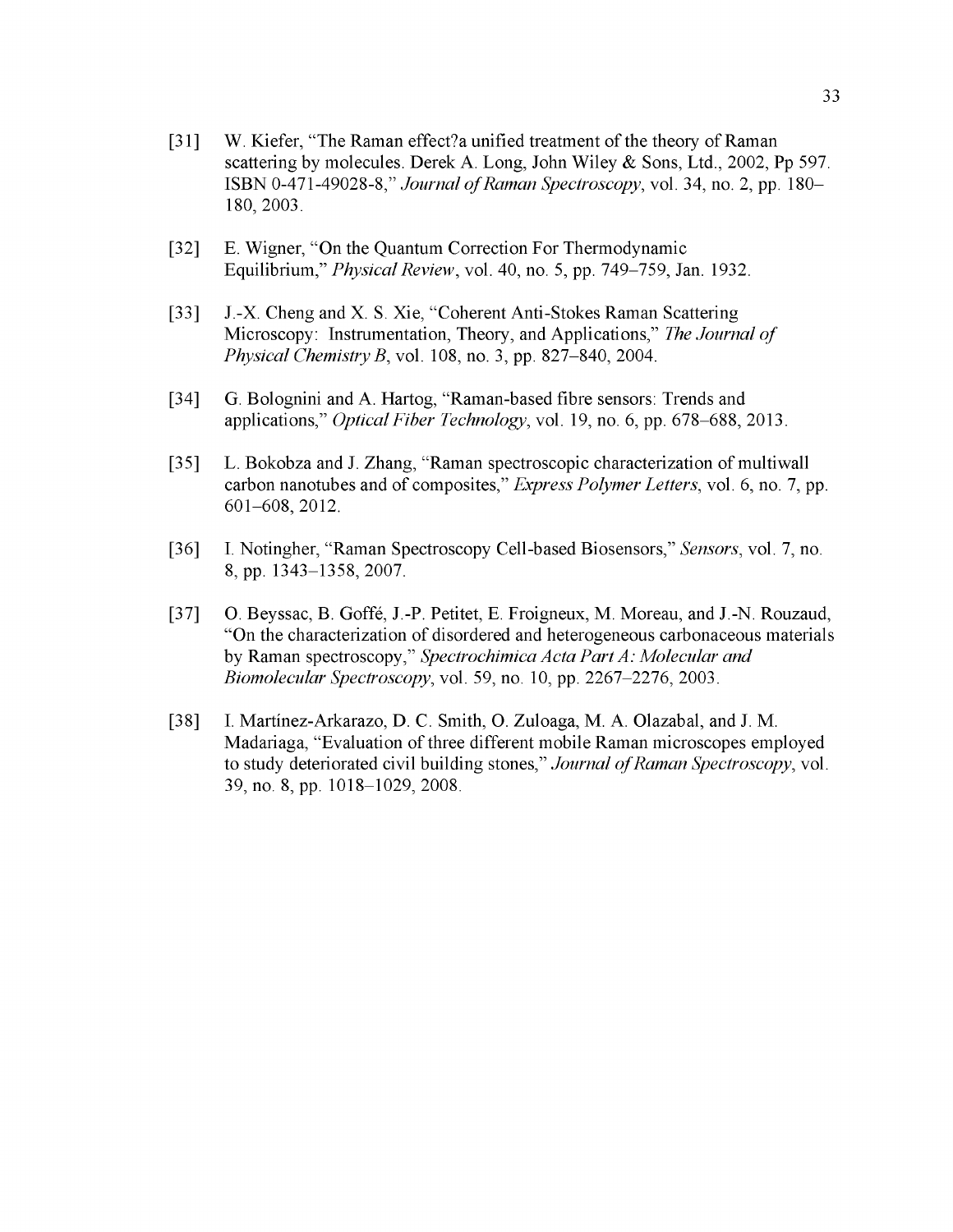[31] W. Kiefer, "The Raman effect?a unified treatment of the theory of Raman scattering by molecules. Derek A. Long, John Wiley & Sons, Ltd., 2002, Pp 597. ISBN 0-471-49028-8," *Journal of Raman Spectroscopy*, vol. 34, no. 2, pp. 180–180, 2003.

[32] E. Wigner, "On the Quantum Correction For Thermodynamic Equilibrium," *Physical Review*, vol. 40, no. 5, pp. 749–759, Jan. 1932.

[33] J.-X. Cheng and X. S. Xie, "Coherent Anti-Stokes Raman Scattering Microscopy: Instrumentation, Theory, and Applications," *The Journal of Physical Chemistry B*, vol. 108, no. 3, pp. 827–840, 2004.

[34] G. Bolognini and A. Hartog, "Raman-based fibre sensors: Trends and applications," *Optical Fiber Technology*, vol. 19, no. 6, pp. 678–688, 2013.

[35] L. Bokobza and J. Zhang, "Raman spectroscopic characterization of multiwall carbon nanotubes and of composites," *Express Polymer Letters*, vol. 6, no. 7, pp. 601–608, 2012.

[36] I. Notingher, "Raman Spectroscopy Cell-based Biosensors," *Sensors*, vol. 7, no. 8, pp. 1343–1358, 2007.

[37] O. Beyssac, B. Goffé, J.-P. Petitet, E. Froigneux, M. Moreau, and J.-N. Rouzaud, "On the characterization of disordered and heterogeneous carbonaceous materials by Raman spectroscopy," *Spectrochimica Acta Part A: Molecular and Biomolecular Spectroscopy*, vol. 59, no. 10, pp. 2267–2276, 2003.

[38] I. Martínez-Arkarazo, D. C. Smith, O. Zuloaga, M. A. Olazabal, and J. M. Madariaga, "Evaluation of three different mobile Raman microscopes employed to study deteriorated civil building stones," *Journal of Raman Spectroscopy*, vol. 39, no. 8, pp. 1018–1029, 2008.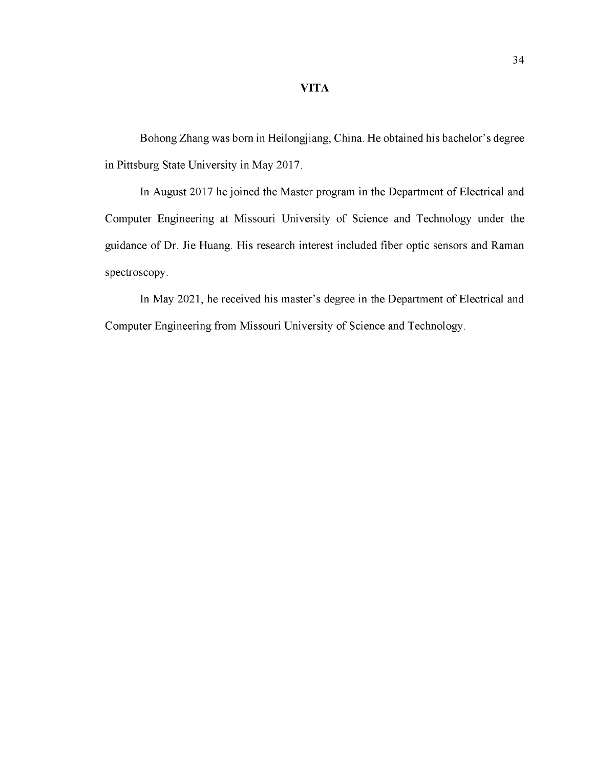# VITA

Bohong Zhang was born in Heilongjiang, China. He obtained his bachelor's degree in Pittsburg State University in May 2017.

In August 2017 he joined the Master program in the Department of Electrical and Computer Engineering at Missouri University of Science and Technology under the guidance of Dr. Jie Huang. His research interest included fiber optic sensors and Raman spectroscopy.

In May 2021, he received his master's degree in the Department of Electrical and Computer Engineering from Missouri University of Science and Technology.